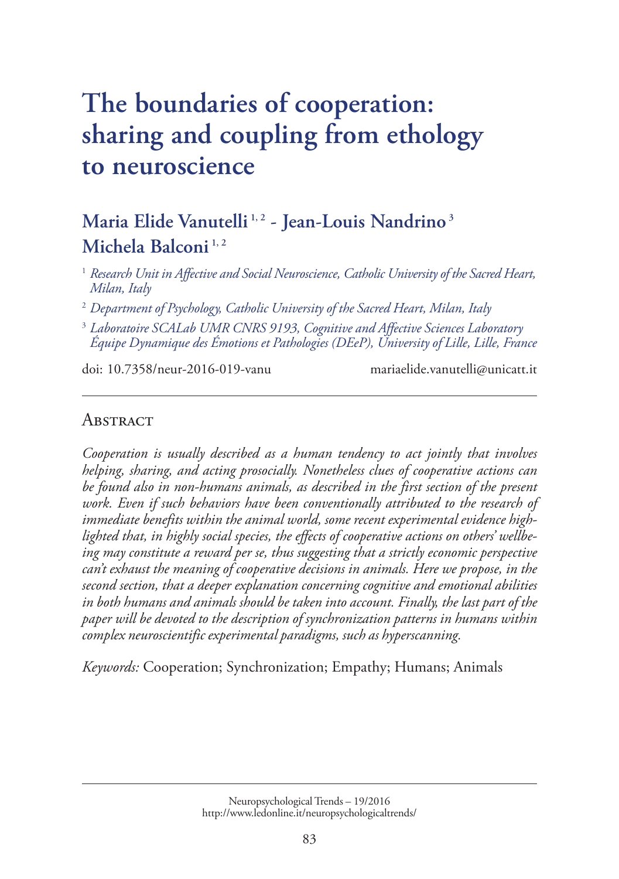# The boundaries of cooperation: sharing and coupling from ethology to neuroscience

**Maria Elide Vanutelli [1, 2] - Jean-Louis Nandrino [3]**
**Michela Balconi [1, 2]**

[1] *Research Unit in Affective and Social Neuroscience, Catholic University of the Sacred Heart, Milan, Italy*

[2] *Department of Psychology, Catholic University of the Sacred Heart, Milan, Italy*

[3] *Laboratoire SCALab UMR CNRS 9193, Cognitive and Affective Sciences Laboratory Équipe Dynamique des Émotions et Pathologies (DEeP), University of Lille, Lille, France*

doi: 10.7358/neur-2016-019-vanu mariaelide.vanutelli@unicatt.it

---

## Abstract

*Cooperation is usually described as a human tendency to act jointly that involves helping, sharing, and acting prosocially. Nonetheless clues of cooperative actions can be found also in non-humans animals, as described in the first section of the present work. Even if such behaviors have been conventionally attributed to the research of immediate benefits within the animal world, some recent experimental evidence highlighted that, in highly social species, the effects of cooperative actions on others' wellbeing may constitute a reward per se, thus suggesting that a strictly economic perspective can't exhaust the meaning of cooperative decisions in animals. Here we propose, in the second section, that a deeper explanation concerning cognitive and emotional abilities in both humans and animals should be taken into account. Finally, the last part of the paper will be devoted to the description of synchronization patterns in humans within complex neuroscientific experimental paradigms, such as hyperscanning.*

*Keywords:* Cooperation; Synchronization; Empathy; Humans; Animals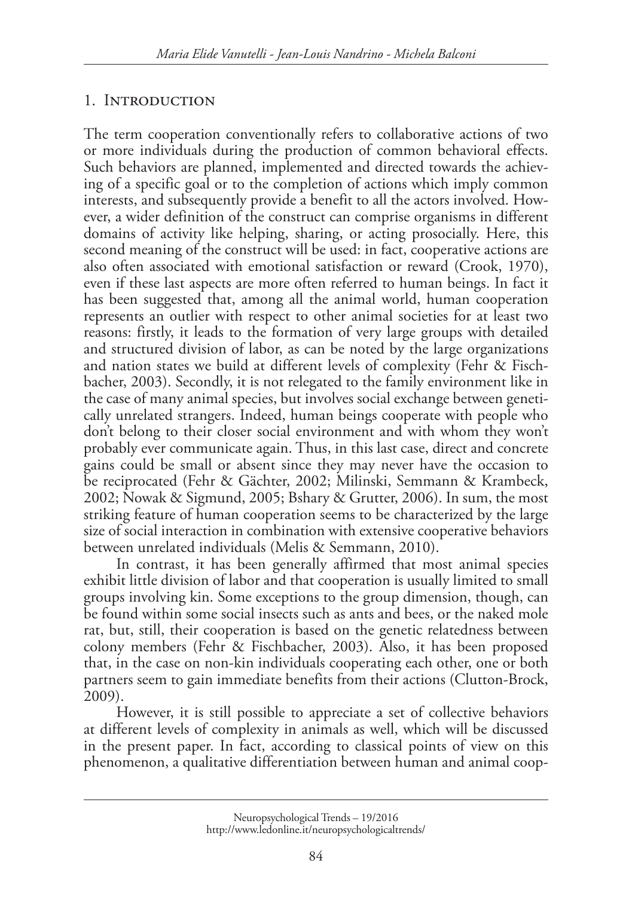## 1. Introduction

The term cooperation conventionally refers to collaborative actions of two or more individuals during the production of common behavioral effects. Such behaviors are planned, implemented and directed towards the achieving of a specific goal or to the completion of actions which imply common interests, and subsequently provide a benefit to all the actors involved. However, a wider definition of the construct can comprise organisms in different domains of activity like helping, sharing, or acting prosocially. Here, this second meaning of the construct will be used: in fact, cooperative actions are also often associated with emotional satisfaction or reward (Crook, 1970), even if these last aspects are more often referred to human beings. In fact it has been suggested that, among all the animal world, human cooperation represents an outlier with respect to other animal societies for at least two reasons: firstly, it leads to the formation of very large groups with detailed and structured division of labor, as can be noted by the large organizations and nation states we build at different levels of complexity (Fehr & Fischbacher, 2003). Secondly, it is not relegated to the family environment like in the case of many animal species, but involves social exchange between genetically unrelated strangers. Indeed, human beings cooperate with people who don't belong to their closer social environment and with whom they won't probably ever communicate again. Thus, in this last case, direct and concrete gains could be small or absent since they may never have the occasion to be reciprocated (Fehr & Gächter, 2002; Milinski, Semmann & Krambeck, 2002; Nowak & Sigmund, 2005; Bshary & Grutter, 2006). In sum, the most striking feature of human cooperation seems to be characterized by the large size of social interaction in combination with extensive cooperative behaviors between unrelated individuals (Melis & Semmann, 2010).

In contrast, it has been generally affirmed that most animal species exhibit little division of labor and that cooperation is usually limited to small groups involving kin. Some exceptions to the group dimension, though, can be found within some social insects such as ants and bees, or the naked mole rat, but, still, their cooperation is based on the genetic relatedness between colony members (Fehr & Fischbacher, 2003). Also, it has been proposed that, in the case on non-kin individuals cooperating each other, one or both partners seem to gain immediate benefits from their actions (Clutton-Brock, 2009).

However, it is still possible to appreciate a set of collective behaviors at different levels of complexity in animals as well, which will be discussed in the present paper. In fact, according to classical points of view on this phenomenon, a qualitative differentiation between human and animal coop-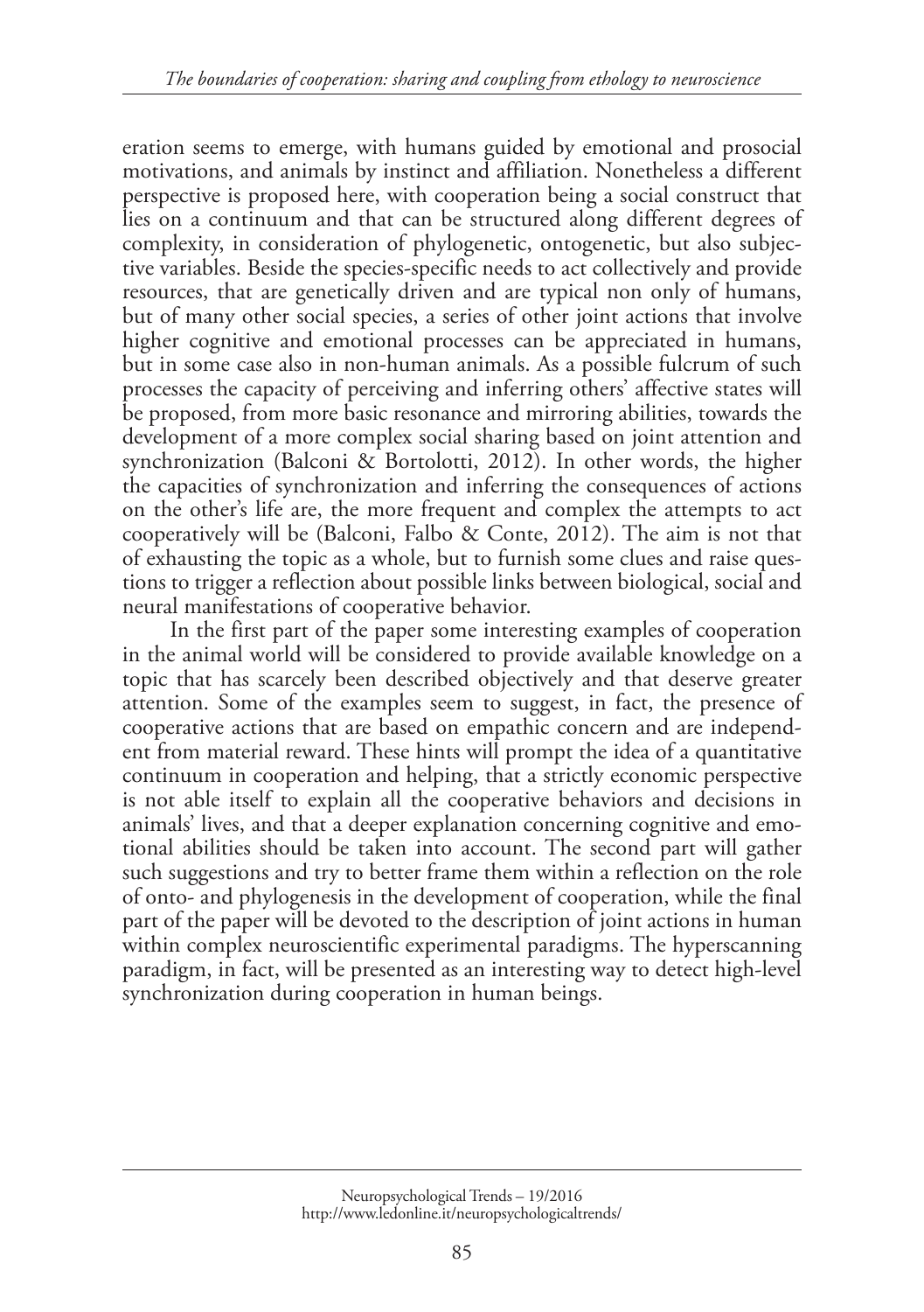eration seems to emerge, with humans guided by emotional and prosocial motivations, and animals by instinct and affiliation. Nonetheless a different perspective is proposed here, with cooperation being a social construct that lies on a continuum and that can be structured along different degrees of complexity, in consideration of phylogenetic, ontogenetic, but also subjective variables. Beside the species-specific needs to act collectively and provide resources, that are genetically driven and are typical non only of humans, but of many other social species, a series of other joint actions that involve higher cognitive and emotional processes can be appreciated in humans, but in some case also in non-human animals. As a possible fulcrum of such processes the capacity of perceiving and inferring others' affective states will be proposed, from more basic resonance and mirroring abilities, towards the development of a more complex social sharing based on joint attention and synchronization (Balconi & Bortolotti, 2012). In other words, the higher the capacities of synchronization and inferring the consequences of actions on the other's life are, the more frequent and complex the attempts to act cooperatively will be (Balconi, Falbo & Conte, 2012). The aim is not that of exhausting the topic as a whole, but to furnish some clues and raise questions to trigger a reflection about possible links between biological, social and neural manifestations of cooperative behavior.

In the first part of the paper some interesting examples of cooperation in the animal world will be considered to provide available knowledge on a topic that has scarcely been described objectively and that deserve greater attention. Some of the examples seem to suggest, in fact, the presence of cooperative actions that are based on empathic concern and are independent from material reward. These hints will prompt the idea of a quantitative continuum in cooperation and helping, that a strictly economic perspective is not able itself to explain all the cooperative behaviors and decisions in animals' lives, and that a deeper explanation concerning cognitive and emotional abilities should be taken into account. The second part will gather such suggestions and try to better frame them within a reflection on the role of onto- and phylogenesis in the development of cooperation, while the final part of the paper will be devoted to the description of joint actions in human within complex neuroscientific experimental paradigms. The hyperscanning paradigm, in fact, will be presented as an interesting way to detect high-level synchronization during cooperation in human beings.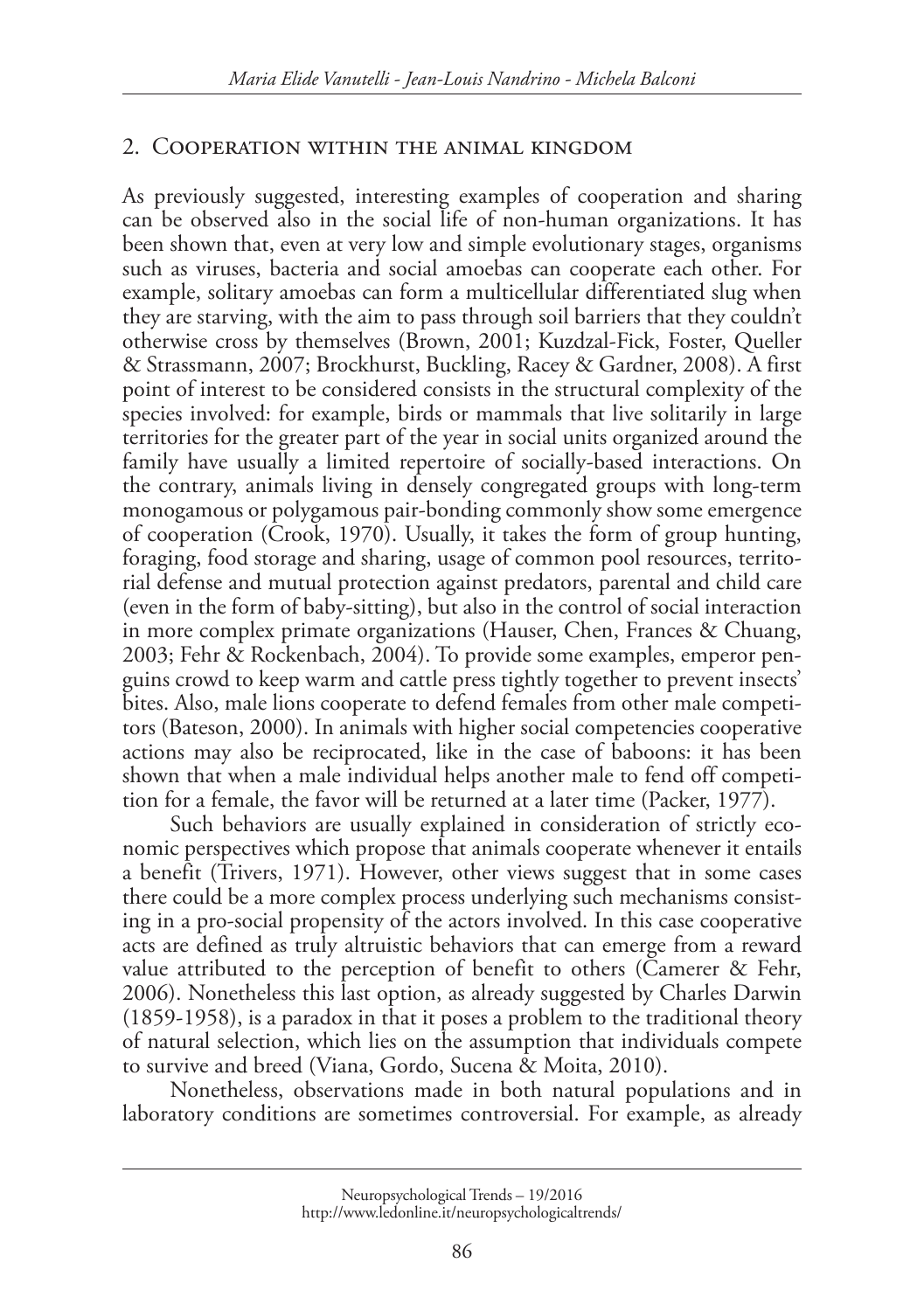## 2. Cooperation within the animal kingdom

As previously suggested, interesting examples of cooperation and sharing can be observed also in the social life of non-human organizations. It has been shown that, even at very low and simple evolutionary stages, organisms such as viruses, bacteria and social amoebas can cooperate each other. For example, solitary amoebas can form a multicellular differentiated slug when they are starving, with the aim to pass through soil barriers that they couldn't otherwise cross by themselves (Brown, 2001; Kuzdzal-Fick, Foster, Queller & Strassmann, 2007; Brockhurst, Buckling, Racey & Gardner, 2008). A first point of interest to be considered consists in the structural complexity of the species involved: for example, birds or mammals that live solitarily in large territories for the greater part of the year in social units organized around the family have usually a limited repertoire of socially-based interactions. On the contrary, animals living in densely congregated groups with long-term monogamous or polygamous pair-bonding commonly show some emergence of cooperation (Crook, 1970). Usually, it takes the form of group hunting, foraging, food storage and sharing, usage of common pool resources, territorial defense and mutual protection against predators, parental and child care (even in the form of baby-sitting), but also in the control of social interaction in more complex primate organizations (Hauser, Chen, Frances & Chuang, 2003; Fehr & Rockenbach, 2004). To provide some examples, emperor penguins crowd to keep warm and cattle press tightly together to prevent insects' bites. Also, male lions cooperate to defend females from other male competitors (Bateson, 2000). In animals with higher social competencies cooperative actions may also be reciprocated, like in the case of baboons: it has been shown that when a male individual helps another male to fend off competition for a female, the favor will be returned at a later time (Packer, 1977).

Such behaviors are usually explained in consideration of strictly economic perspectives which propose that animals cooperate whenever it entails a benefit (Trivers, 1971). However, other views suggest that in some cases there could be a more complex process underlying such mechanisms consisting in a pro-social propensity of the actors involved. In this case cooperative acts are defined as truly altruistic behaviors that can emerge from a reward value attributed to the perception of benefit to others (Camerer & Fehr, 2006). Nonetheless this last option, as already suggested by Charles Darwin (1859-1958), is a paradox in that it poses a problem to the traditional theory of natural selection, which lies on the assumption that individuals compete to survive and breed (Viana, Gordo, Sucena & Moita, 2010).

Nonetheless, observations made in both natural populations and in laboratory conditions are sometimes controversial. For example, as already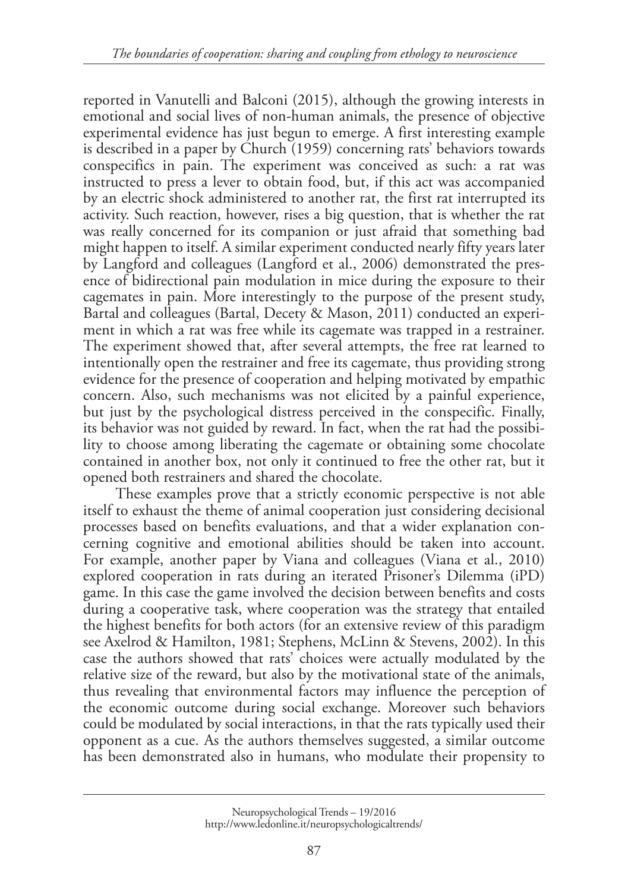reported in Vanutelli and Balconi (2015), although the growing interests in emotional and social lives of non-human animals, the presence of objective experimental evidence has just begun to emerge. A first interesting example is described in a paper by Church (1959) concerning rats' behaviors towards conspecifics in pain. The experiment was conceived as such: a rat was instructed to press a lever to obtain food, but, if this act was accompanied by an electric shock administered to another rat, the first rat interrupted its activity. Such reaction, however, rises a big question, that is whether the rat was really concerned for its companion or just afraid that something bad might happen to itself. A similar experiment conducted nearly fifty years later by Langford and colleagues (Langford et al., 2006) demonstrated the presence of bidirectional pain modulation in mice during the exposure to their cagemates in pain. More interestingly to the purpose of the present study, Bartal and colleagues (Bartal, Decety & Mason, 2011) conducted an experiment in which a rat was free while its cagemate was trapped in a restrainer. The experiment showed that, after several attempts, the free rat learned to intentionally open the restrainer and free its cagemate, thus providing strong evidence for the presence of cooperation and helping motivated by empathic concern. Also, such mechanisms was not elicited by a painful experience, but just by the psychological distress perceived in the conspecific. Finally, its behavior was not guided by reward. In fact, when the rat had the possibility to choose among liberating the cagemate or obtaining some chocolate contained in another box, not only it continued to free the other rat, but it opened both restrainers and shared the chocolate.

These examples prove that a strictly economic perspective is not able itself to exhaust the theme of animal cooperation just considering decisional processes based on benefits evaluations, and that a wider explanation concerning cognitive and emotional abilities should be taken into account. For example, another paper by Viana and colleagues (Viana et al., 2010) explored cooperation in rats during an iterated Prisoner's Dilemma (iPD) game. In this case the game involved the decision between benefits and costs during a cooperative task, where cooperation was the strategy that entailed the highest benefits for both actors (for an extensive review of this paradigm see Axelrod & Hamilton, 1981; Stephens, McLinn & Stevens, 2002). In this case the authors showed that rats' choices were actually modulated by the relative size of the reward, but also by the motivational state of the animals, thus revealing that environmental factors may influence the perception of the economic outcome during social exchange. Moreover such behaviors could be modulated by social interactions, in that the rats typically used their opponent as a cue. As the authors themselves suggested, a similar outcome has been demonstrated also in humans, who modulate their propensity to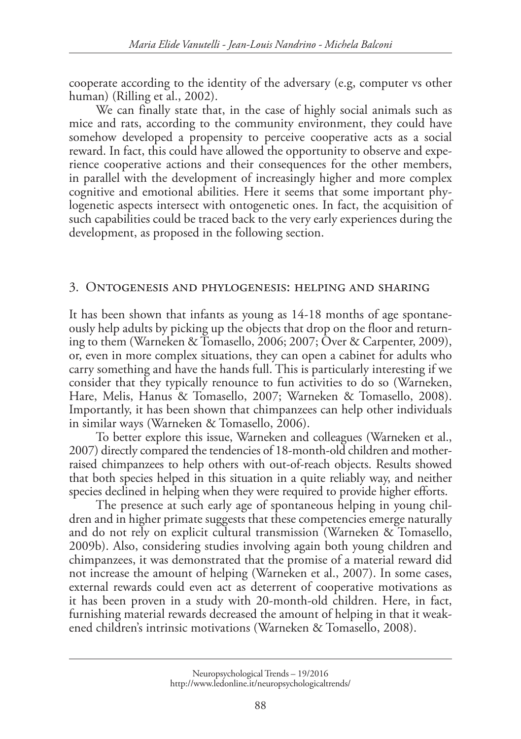cooperate according to the identity of the adversary (e.g, computer vs other human) (Rilling et al., 2002).

We can finally state that, in the case of highly social animals such as mice and rats, according to the community environment, they could have somehow developed a propensity to perceive cooperative acts as a social reward. In fact, this could have allowed the opportunity to observe and experience cooperative actions and their consequences for the other members, in parallel with the development of increasingly higher and more complex cognitive and emotional abilities. Here it seems that some important phylogenetic aspects intersect with ontogenetic ones. In fact, the acquisition of such capabilities could be traced back to the very early experiences during the development, as proposed in the following section.

## 3. Ontogenesis and phylogenesis: helping and sharing

It has been shown that infants as young as 14-18 months of age spontaneously help adults by picking up the objects that drop on the floor and returning to them (Warneken & Tomasello, 2006; 2007; Over & Carpenter, 2009), or, even in more complex situations, they can open a cabinet for adults who carry something and have the hands full. This is particularly interesting if we consider that they typically renounce to fun activities to do so (Warneken, Hare, Melis, Hanus & Tomasello, 2007; Warneken & Tomasello, 2008). Importantly, it has been shown that chimpanzees can help other individuals in similar ways (Warneken & Tomasello, 2006).

To better explore this issue, Warneken and colleagues (Warneken et al., 2007) directly compared the tendencies of 18-month-old children and mother-raised chimpanzees to help others with out-of-reach objects. Results showed that both species helped in this situation in a quite reliably way, and neither species declined in helping when they were required to provide higher efforts.

The presence at such early age of spontaneous helping in young children and in higher primate suggests that these competencies emerge naturally and do not rely on explicit cultural transmission (Warneken & Tomasello, 2009b). Also, considering studies involving again both young children and chimpanzees, it was demonstrated that the promise of a material reward did not increase the amount of helping (Warneken et al., 2007). In some cases, external rewards could even act as deterrent of cooperative motivations as it has been proven in a study with 20-month-old children. Here, in fact, furnishing material rewards decreased the amount of helping in that it weakened children's intrinsic motivations (Warneken & Tomasello, 2008).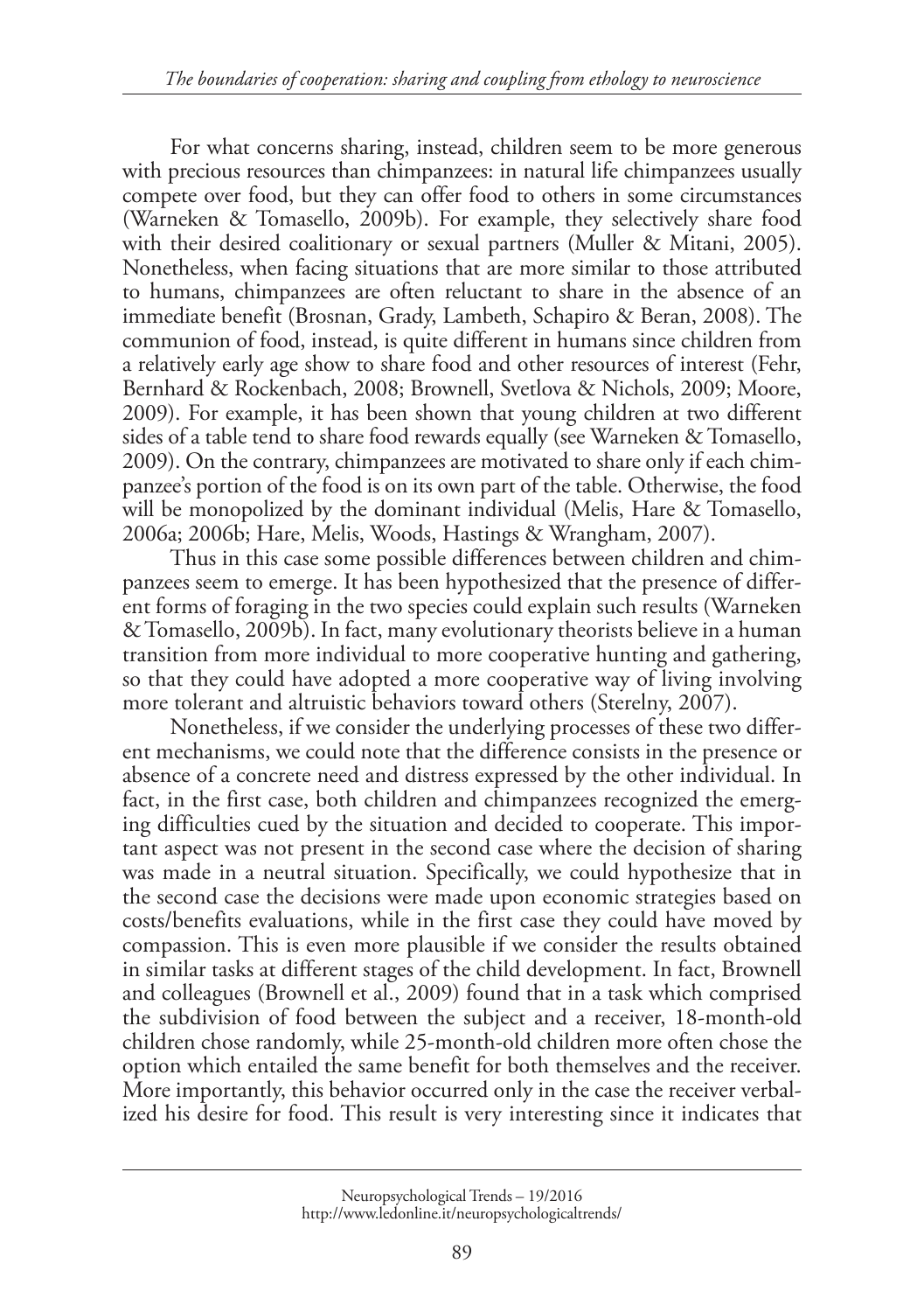For what concerns sharing, instead, children seem to be more generous with precious resources than chimpanzees: in natural life chimpanzees usually compete over food, but they can offer food to others in some circumstances (Warneken & Tomasello, 2009b). For example, they selectively share food with their desired coalitionary or sexual partners (Muller & Mitani, 2005). Nonetheless, when facing situations that are more similar to those attributed to humans, chimpanzees are often reluctant to share in the absence of an immediate benefit (Brosnan, Grady, Lambeth, Schapiro & Beran, 2008). The communion of food, instead, is quite different in humans since children from a relatively early age show to share food and other resources of interest (Fehr, Bernhard & Rockenbach, 2008; Brownell, Svetlova & Nichols, 2009; Moore, 2009). For example, it has been shown that young children at two different sides of a table tend to share food rewards equally (see Warneken & Tomasello, 2009). On the contrary, chimpanzees are motivated to share only if each chimpanzee's portion of the food is on its own part of the table. Otherwise, the food will be monopolized by the dominant individual (Melis, Hare & Tomasello, 2006a; 2006b; Hare, Melis, Woods, Hastings & Wrangham, 2007).

Thus in this case some possible differences between children and chimpanzees seem to emerge. It has been hypothesized that the presence of different forms of foraging in the two species could explain such results (Warneken & Tomasello, 2009b). In fact, many evolutionary theorists believe in a human transition from more individual to more cooperative hunting and gathering, so that they could have adopted a more cooperative way of living involving more tolerant and altruistic behaviors toward others (Sterelny, 2007).

Nonetheless, if we consider the underlying processes of these two different mechanisms, we could note that the difference consists in the presence or absence of a concrete need and distress expressed by the other individual. In fact, in the first case, both children and chimpanzees recognized the emerging difficulties cued by the situation and decided to cooperate. This important aspect was not present in the second case where the decision of sharing was made in a neutral situation. Specifically, we could hypothesize that in the second case the decisions were made upon economic strategies based on costs/benefits evaluations, while in the first case they could have moved by compassion. This is even more plausible if we consider the results obtained in similar tasks at different stages of the child development. In fact, Brownell and colleagues (Brownell et al., 2009) found that in a task which comprised the subdivision of food between the subject and a receiver, 18-month-old children chose randomly, while 25-month-old children more often chose the option which entailed the same benefit for both themselves and the receiver. More importantly, this behavior occurred only in the case the receiver verbalized his desire for food. This result is very interesting since it indicates that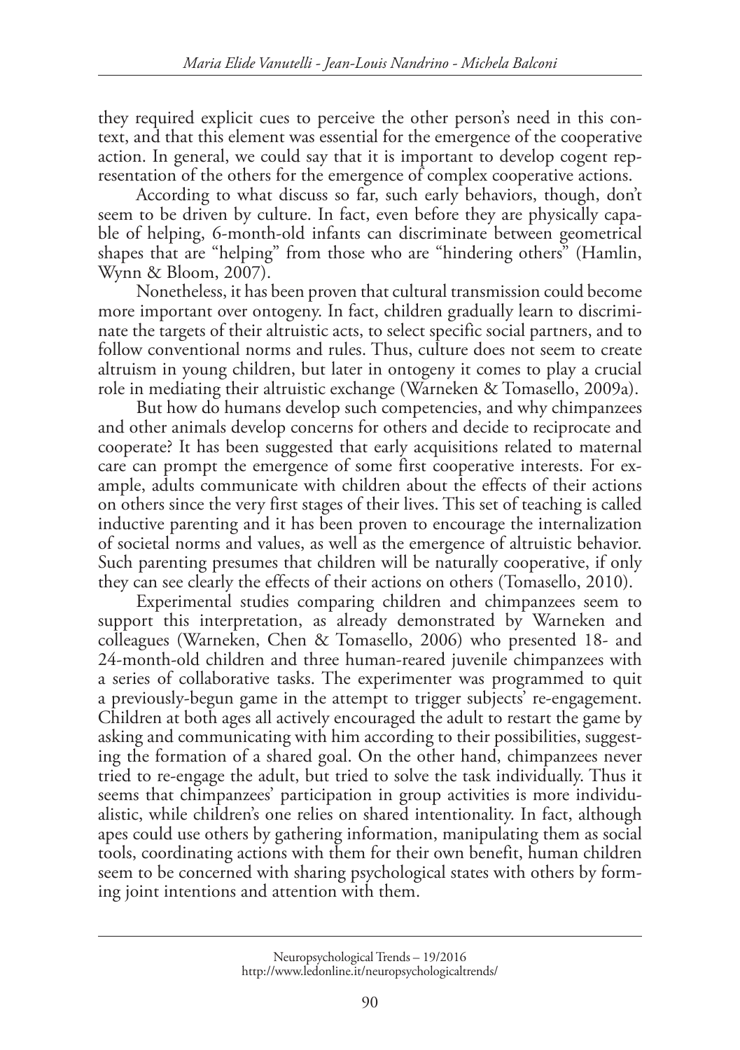they required explicit cues to perceive the other person's need in this context, and that this element was essential for the emergence of the cooperative action. In general, we could say that it is important to develop cogent representation of the others for the emergence of complex cooperative actions.

According to what discuss so far, such early behaviors, though, don't seem to be driven by culture. In fact, even before they are physically capable of helping, 6-month-old infants can discriminate between geometrical shapes that are "helping" from those who are "hindering others" (Hamlin, Wynn & Bloom, 2007).

Nonetheless, it has been proven that cultural transmission could become more important over ontogeny. In fact, children gradually learn to discriminate the targets of their altruistic acts, to select specific social partners, and to follow conventional norms and rules. Thus, culture does not seem to create altruism in young children, but later in ontogeny it comes to play a crucial role in mediating their altruistic exchange (Warneken & Tomasello, 2009a).

But how do humans develop such competencies, and why chimpanzees and other animals develop concerns for others and decide to reciprocate and cooperate? It has been suggested that early acquisitions related to maternal care can prompt the emergence of some first cooperative interests. For example, adults communicate with children about the effects of their actions on others since the very first stages of their lives. This set of teaching is called inductive parenting and it has been proven to encourage the internalization of societal norms and values, as well as the emergence of altruistic behavior. Such parenting presumes that children will be naturally cooperative, if only they can see clearly the effects of their actions on others (Tomasello, 2010).

Experimental studies comparing children and chimpanzees seem to support this interpretation, as already demonstrated by Warneken and colleagues (Warneken, Chen & Tomasello, 2006) who presented 18- and 24-month-old children and three human-reared juvenile chimpanzees with a series of collaborative tasks. The experimenter was programmed to quit a previously-begun game in the attempt to trigger subjects' re-engagement. Children at both ages all actively encouraged the adult to restart the game by asking and communicating with him according to their possibilities, suggesting the formation of a shared goal. On the other hand, chimpanzees never tried to re-engage the adult, but tried to solve the task individually. Thus it seems that chimpanzees' participation in group activities is more individualistic, while children's one relies on shared intentionality. In fact, although apes could use others by gathering information, manipulating them as social tools, coordinating actions with them for their own benefit, human children seem to be concerned with sharing psychological states with others by forming joint intentions and attention with them.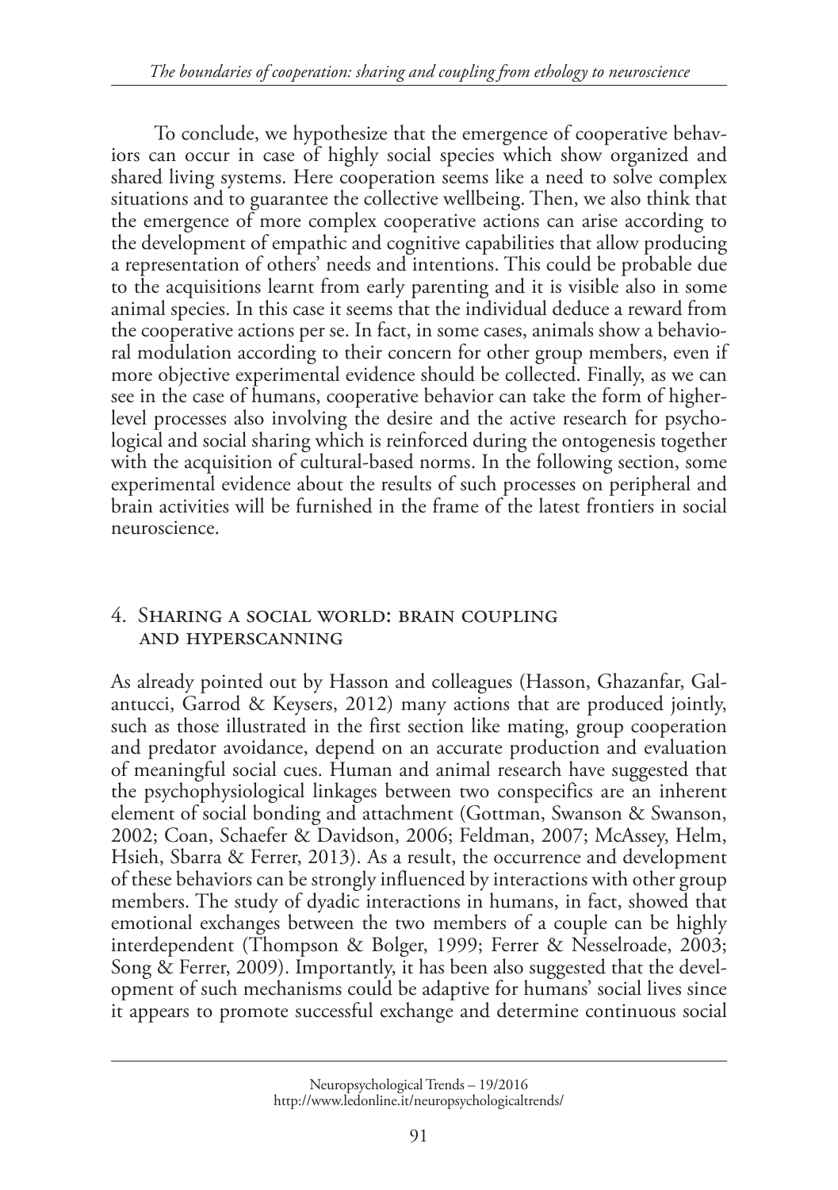To conclude, we hypothesize that the emergence of cooperative behaviors can occur in case of highly social species which show organized and shared living systems. Here cooperation seems like a need to solve complex situations and to guarantee the collective wellbeing. Then, we also think that the emergence of more complex cooperative actions can arise according to the development of empathic and cognitive capabilities that allow producing a representation of others' needs and intentions. This could be probable due to the acquisitions learnt from early parenting and it is visible also in some animal species. In this case it seems that the individual deduce a reward from the cooperative actions per se. In fact, in some cases, animals show a behavioral modulation according to their concern for other group members, even if more objective experimental evidence should be collected. Finally, as we can see in the case of humans, cooperative behavior can take the form of higher-level processes also involving the desire and the active research for psychological and social sharing which is reinforced during the ontogenesis together with the acquisition of cultural-based norms. In the following section, some experimental evidence about the results of such processes on peripheral and brain activities will be furnished in the frame of the latest frontiers in social neuroscience.

## 4. Sharing a social world: brain coupling and hyperscanning

As already pointed out by Hasson and colleagues (Hasson, Ghazanfar, Galantucci, Garrod & Keysers, 2012) many actions that are produced jointly, such as those illustrated in the first section like mating, group cooperation and predator avoidance, depend on an accurate production and evaluation of meaningful social cues. Human and animal research have suggested that the psychophysiological linkages between two conspecifics are an inherent element of social bonding and attachment (Gottman, Swanson & Swanson, 2002; Coan, Schaefer & Davidson, 2006; Feldman, 2007; McAssey, Helm, Hsieh, Sbarra & Ferrer, 2013). As a result, the occurrence and development of these behaviors can be strongly influenced by interactions with other group members. The study of dyadic interactions in humans, in fact, showed that emotional exchanges between the two members of a couple can be highly interdependent (Thompson & Bolger, 1999; Ferrer & Nesselroade, 2003; Song & Ferrer, 2009). Importantly, it has been also suggested that the development of such mechanisms could be adaptive for humans' social lives since it appears to promote successful exchange and determine continuous social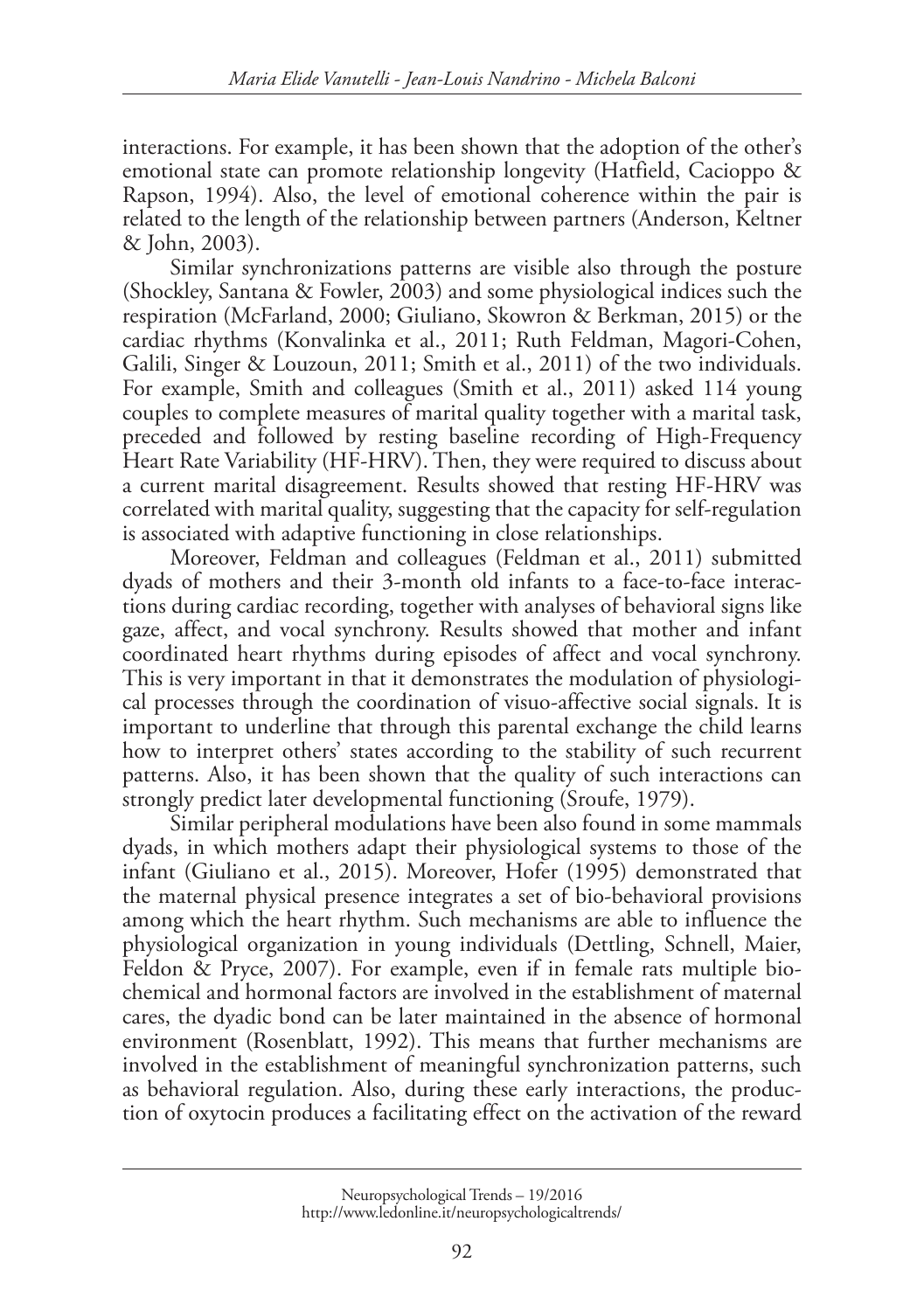interactions. For example, it has been shown that the adoption of the other's emotional state can promote relationship longevity (Hatfield, Cacioppo & Rapson, 1994). Also, the level of emotional coherence within the pair is related to the length of the relationship between partners (Anderson, Keltner & John, 2003).

Similar synchronizations patterns are visible also through the posture (Shockley, Santana & Fowler, 2003) and some physiological indices such the respiration (McFarland, 2000; Giuliano, Skowron & Berkman, 2015) or the cardiac rhythms (Konvalinka et al., 2011; Ruth Feldman, Magori-Cohen, Galili, Singer & Louzoun, 2011; Smith et al., 2011) of the two individuals. For example, Smith and colleagues (Smith et al., 2011) asked 114 young couples to complete measures of marital quality together with a marital task, preceded and followed by resting baseline recording of High-Frequency Heart Rate Variability (HF-HRV). Then, they were required to discuss about a current marital disagreement. Results showed that resting HF-HRV was correlated with marital quality, suggesting that the capacity for self-regulation is associated with adaptive functioning in close relationships.

Moreover, Feldman and colleagues (Feldman et al., 2011) submitted dyads of mothers and their 3-month old infants to a face-to-face interactions during cardiac recording, together with analyses of behavioral signs like gaze, affect, and vocal synchrony. Results showed that mother and infant coordinated heart rhythms during episodes of affect and vocal synchrony. This is very important in that it demonstrates the modulation of physiological processes through the coordination of visuo-affective social signals. It is important to underline that through this parental exchange the child learns how to interpret others' states according to the stability of such recurrent patterns. Also, it has been shown that the quality of such interactions can strongly predict later developmental functioning (Sroufe, 1979).

Similar peripheral modulations have been also found in some mammals dyads, in which mothers adapt their physiological systems to those of the infant (Giuliano et al., 2015). Moreover, Hofer (1995) demonstrated that the maternal physical presence integrates a set of bio-behavioral provisions among which the heart rhythm. Such mechanisms are able to influence the physiological organization in young individuals (Dettling, Schnell, Maier, Feldon & Pryce, 2007). For example, even if in female rats multiple biochemical and hormonal factors are involved in the establishment of maternal cares, the dyadic bond can be later maintained in the absence of hormonal environment (Rosenblatt, 1992). This means that further mechanisms are involved in the establishment of meaningful synchronization patterns, such as behavioral regulation. Also, during these early interactions, the production of oxytocin produces a facilitating effect on the activation of the reward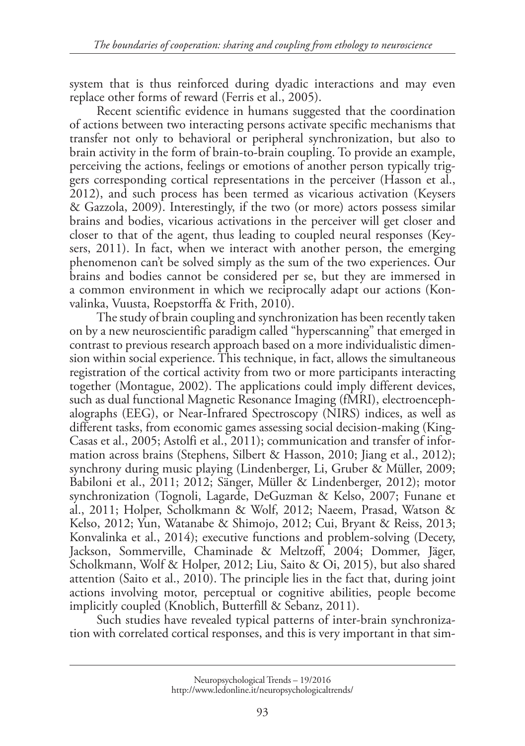system that is thus reinforced during dyadic interactions and may even replace other forms of reward (Ferris et al., 2005).

Recent scientific evidence in humans suggested that the coordination of actions between two interacting persons activate specific mechanisms that transfer not only to behavioral or peripheral synchronization, but also to brain activity in the form of brain-to-brain coupling. To provide an example, perceiving the actions, feelings or emotions of another person typically triggers corresponding cortical representations in the perceiver (Hasson et al., 2012), and such process has been termed as vicarious activation (Keysers & Gazzola, 2009). Interestingly, if the two (or more) actors possess similar brains and bodies, vicarious activations in the perceiver will get closer and closer to that of the agent, thus leading to coupled neural responses (Keysers, 2011). In fact, when we interact with another person, the emerging phenomenon can't be solved simply as the sum of the two experiences. Our brains and bodies cannot be considered per se, but they are immersed in a common environment in which we reciprocally adapt our actions (Konvalinka, Vuusta, Roepstorffa & Frith, 2010).

The study of brain coupling and synchronization has been recently taken on by a new neuroscientific paradigm called "hyperscanning" that emerged in contrast to previous research approach based on a more individualistic dimension within social experience. This technique, in fact, allows the simultaneous registration of the cortical activity from two or more participants interacting together (Montague, 2002). The applications could imply different devices, such as dual functional Magnetic Resonance Imaging (fMRI), electroencephalographs (EEG), or Near-Infrared Spectroscopy (NIRS) indices, as well as different tasks, from economic games assessing social decision-making (King-Casas et al., 2005; Astolfi et al., 2011); communication and transfer of information across brains (Stephens, Silbert & Hasson, 2010; Jiang et al., 2012); synchrony during music playing (Lindenberger, Li, Gruber & Müller, 2009; Babiloni et al., 2011; 2012; Sänger, Müller & Lindenberger, 2012); motor synchronization (Tognoli, Lagarde, DeGuzman & Kelso, 2007; Funane et al., 2011; Holper, Scholkmann & Wolf, 2012; Naeem, Prasad, Watson & Kelso, 2012; Yun, Watanabe & Shimojo, 2012; Cui, Bryant & Reiss, 2013; Konvalinka et al., 2014); executive functions and problem-solving (Decety, Jackson, Sommerville, Chaminade & Meltzoff, 2004; Dommer, Jäger, Scholkmann, Wolf & Holper, 2012; Liu, Saito & Oi, 2015), but also shared attention (Saito et al., 2010). The principle lies in the fact that, during joint actions involving motor, perceptual or cognitive abilities, people become implicitly coupled (Knoblich, Butterfill & Sebanz, 2011).

Such studies have revealed typical patterns of inter-brain synchronization with correlated cortical responses, and this is very important in that sim-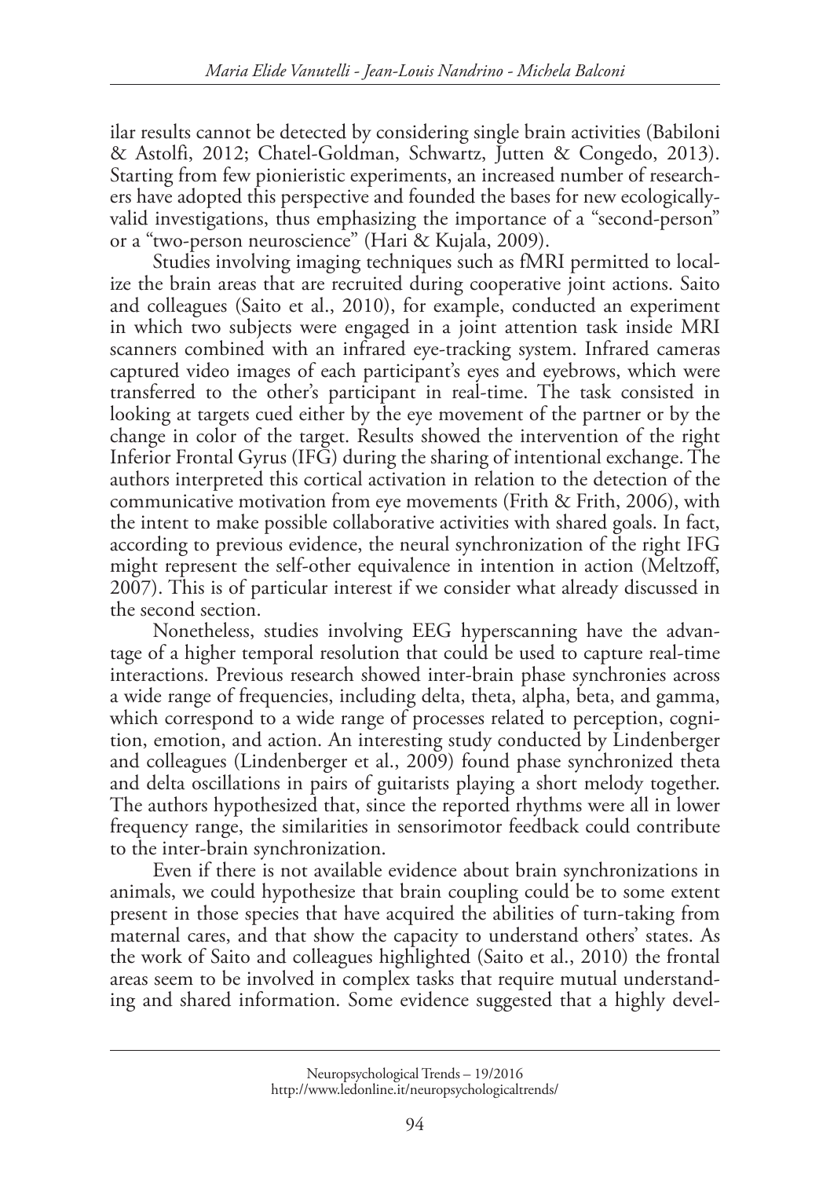ilar results cannot be detected by considering single brain activities (Babiloni & Astolfi, 2012; Chatel-Goldman, Schwartz, Jutten & Congedo, 2013). Starting from few pionieristic experiments, an increased number of researchers have adopted this perspective and founded the bases for new ecologically-valid investigations, thus emphasizing the importance of a "second-person" or a "two-person neuroscience" (Hari & Kujala, 2009).

Studies involving imaging techniques such as fMRI permitted to localize the brain areas that are recruited during cooperative joint actions. Saito and colleagues (Saito et al., 2010), for example, conducted an experiment in which two subjects were engaged in a joint attention task inside MRI scanners combined with an infrared eye-tracking system. Infrared cameras captured video images of each participant's eyes and eyebrows, which were transferred to the other's participant in real-time. The task consisted in looking at targets cued either by the eye movement of the partner or by the change in color of the target. Results showed the intervention of the right Inferior Frontal Gyrus (IFG) during the sharing of intentional exchange. The authors interpreted this cortical activation in relation to the detection of the communicative motivation from eye movements (Frith & Frith, 2006), with the intent to make possible collaborative activities with shared goals. In fact, according to previous evidence, the neural synchronization of the right IFG might represent the self-other equivalence in intention in action (Meltzoff, 2007). This is of particular interest if we consider what already discussed in the second section.

Nonetheless, studies involving EEG hyperscanning have the advantage of a higher temporal resolution that could be used to capture real-time interactions. Previous research showed inter-brain phase synchronies across a wide range of frequencies, including delta, theta, alpha, beta, and gamma, which correspond to a wide range of processes related to perception, cognition, emotion, and action. An interesting study conducted by Lindenberger and colleagues (Lindenberger et al., 2009) found phase synchronized theta and delta oscillations in pairs of guitarists playing a short melody together. The authors hypothesized that, since the reported rhythms were all in lower frequency range, the similarities in sensorimotor feedback could contribute to the inter-brain synchronization.

Even if there is not available evidence about brain synchronizations in animals, we could hypothesize that brain coupling could be to some extent present in those species that have acquired the abilities of turn-taking from maternal cares, and that show the capacity to understand others' states. As the work of Saito and colleagues highlighted (Saito et al., 2010) the frontal areas seem to be involved in complex tasks that require mutual understanding and shared information. Some evidence suggested that a highly devel-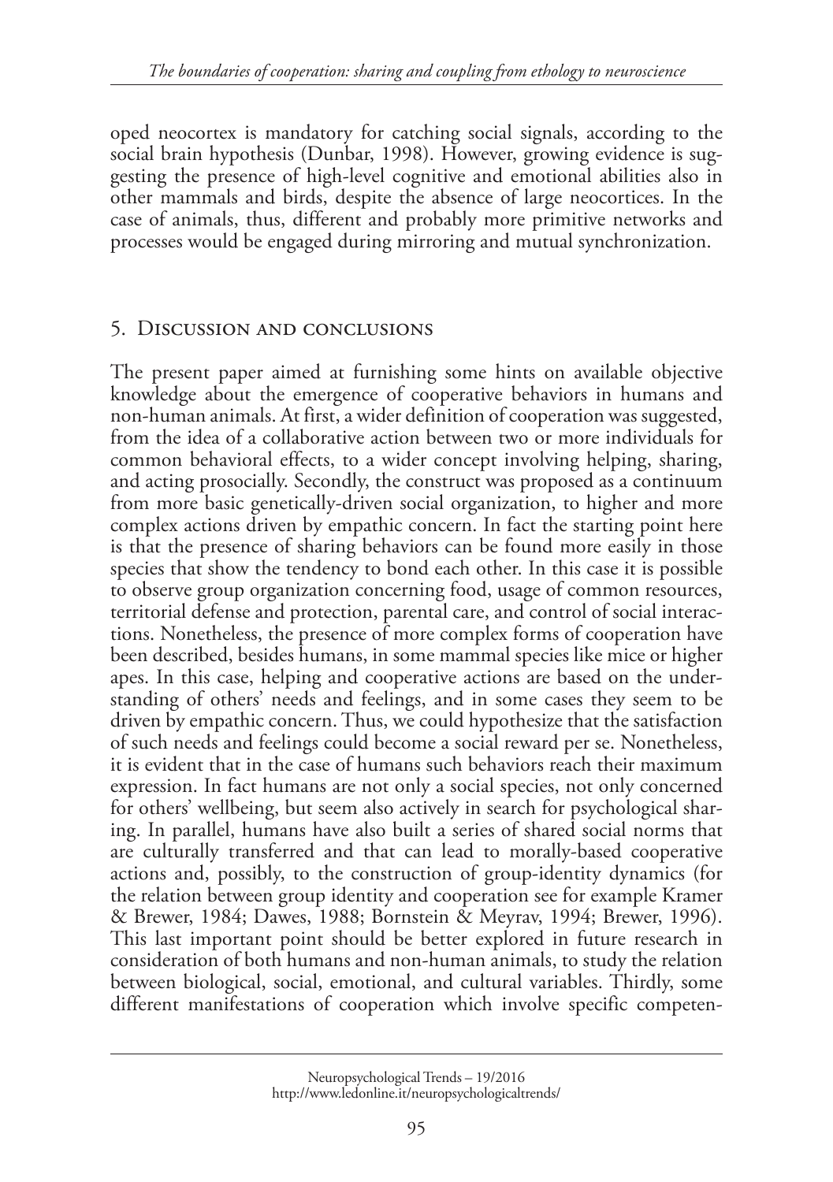oped neocortex is mandatory for catching social signals, according to the social brain hypothesis (Dunbar, 1998). However, growing evidence is suggesting the presence of high-level cognitive and emotional abilities also in other mammals and birds, despite the absence of large neocortices. In the case of animals, thus, different and probably more primitive networks and processes would be engaged during mirroring and mutual synchronization.

## 5. Discussion and conclusions

The present paper aimed at furnishing some hints on available objective knowledge about the emergence of cooperative behaviors in humans and non-human animals. At first, a wider definition of cooperation was suggested, from the idea of a collaborative action between two or more individuals for common behavioral effects, to a wider concept involving helping, sharing, and acting prosocially. Secondly, the construct was proposed as a continuum from more basic genetically-driven social organization, to higher and more complex actions driven by empathic concern. In fact the starting point here is that the presence of sharing behaviors can be found more easily in those species that show the tendency to bond each other. In this case it is possible to observe group organization concerning food, usage of common resources, territorial defense and protection, parental care, and control of social interactions. Nonetheless, the presence of more complex forms of cooperation have been described, besides humans, in some mammal species like mice or higher apes. In this case, helping and cooperative actions are based on the understanding of others' needs and feelings, and in some cases they seem to be driven by empathic concern. Thus, we could hypothesize that the satisfaction of such needs and feelings could become a social reward per se. Nonetheless, it is evident that in the case of humans such behaviors reach their maximum expression. In fact humans are not only a social species, not only concerned for others' wellbeing, but seem also actively in search for psychological sharing. In parallel, humans have also built a series of shared social norms that are culturally transferred and that can lead to morally-based cooperative actions and, possibly, to the construction of group-identity dynamics (for the relation between group identity and cooperation see for example Kramer & Brewer, 1984; Dawes, 1988; Bornstein & Meyrav, 1994; Brewer, 1996). This last important point should be better explored in future research in consideration of both humans and non-human animals, to study the relation between biological, social, emotional, and cultural variables. Thirdly, some different manifestations of cooperation which involve specific competen-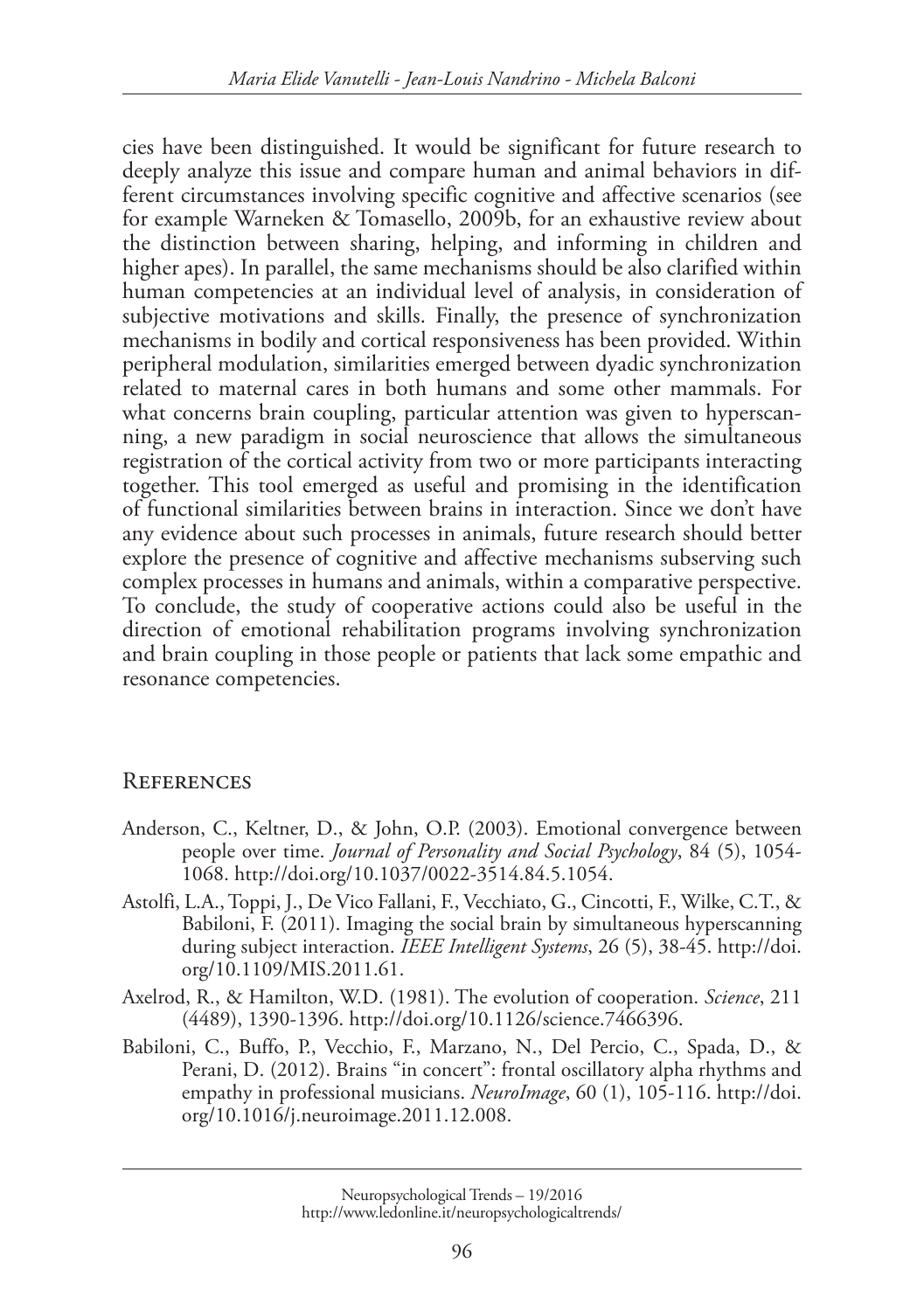cies have been distinguished. It would be significant for future research to deeply analyze this issue and compare human and animal behaviors in different circumstances involving specific cognitive and affective scenarios (see for example Warneken & Tomasello, 2009b, for an exhaustive review about the distinction between sharing, helping, and informing in children and higher apes). In parallel, the same mechanisms should be also clarified within human competencies at an individual level of analysis, in consideration of subjective motivations and skills. Finally, the presence of synchronization mechanisms in bodily and cortical responsiveness has been provided. Within peripheral modulation, similarities emerged between dyadic synchronization related to maternal cares in both humans and some other mammals. For what concerns brain coupling, particular attention was given to hyperscanning, a new paradigm in social neuroscience that allows the simultaneous registration of the cortical activity from two or more participants interacting together. This tool emerged as useful and promising in the identification of functional similarities between brains in interaction. Since we don't have any evidence about such processes in animals, future research should better explore the presence of cognitive and affective mechanisms subserving such complex processes in humans and animals, within a comparative perspective. To conclude, the study of cooperative actions could also be useful in the direction of emotional rehabilitation programs involving synchronization and brain coupling in those people or patients that lack some empathic and resonance competencies.

## References

- Anderson, C., Keltner, D., & John, O.P. (2003). Emotional convergence between people over time. *Journal of Personality and Social Psychology*, 84 (5), 1054-1068. http://doi.org/10.1037/0022-3514.84.5.1054.
- Astolfi, L.A., Toppi, J., De Vico Fallani, F., Vecchiato, G., Cincotti, F., Wilke, C.T., & Babiloni, F. (2011). Imaging the social brain by simultaneous hyperscanning during subject interaction. *IEEE Intelligent Systems*, 26 (5), 38-45. http://doi.org/10.1109/MIS.2011.61.
- Axelrod, R., & Hamilton, W.D. (1981). The evolution of cooperation. *Science*, 211 (4489), 1390-1396. http://doi.org/10.1126/science.7466396.
- Babiloni, C., Buffo, P., Vecchio, F., Marzano, N., Del Percio, C., Spada, D., & Perani, D. (2012). Brains "in concert": frontal oscillatory alpha rhythms and empathy in professional musicians. *NeuroImage*, 60 (1), 105-116. http://doi.org/10.1016/j.neuroimage.2011.12.008.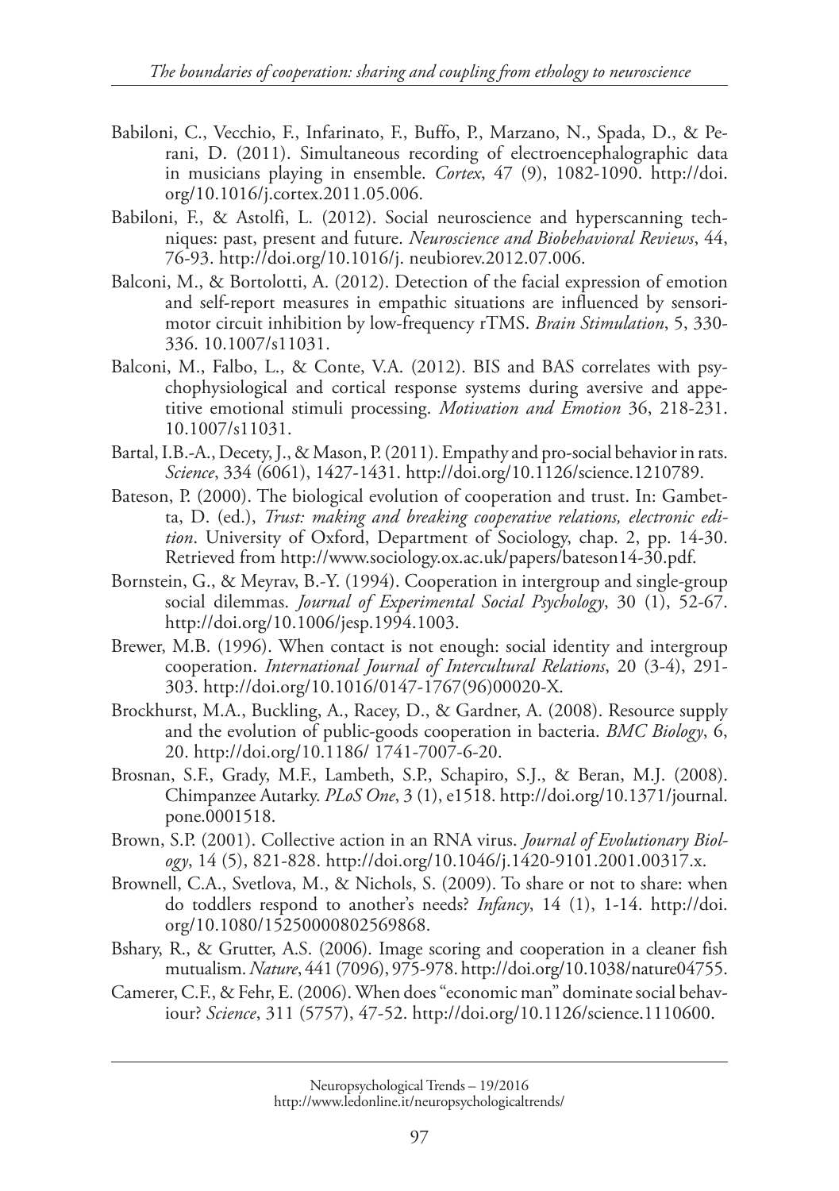Babiloni, C., Vecchio, F., Infarinato, F., Buffo, P., Marzano, N., Spada, D., & Perani, D. (2011). Simultaneous recording of electroencephalographic data in musicians playing in ensemble. *Cortex*, 47 (9), 1082-1090. http://doi.org/10.1016/j.cortex.2011.05.006.

Babiloni, F., & Astolfi, L. (2012). Social neuroscience and hyperscanning techniques: past, present and future. *Neuroscience and Biobehavioral Reviews*, 44, 76-93. http://doi.org/10.1016/j. neubiorev.2012.07.006.

Balconi, M., & Bortolotti, A. (2012). Detection of the facial expression of emotion and self-report measures in empathic situations are influenced by sensorimotor circuit inhibition by low-frequency rTMS. *Brain Stimulation*, 5, 330-336. 10.1007/s11031.

Balconi, M., Falbo, L., & Conte, V.A. (2012). BIS and BAS correlates with psychophysiological and cortical response systems during aversive and appetitive emotional stimuli processing. *Motivation and Emotion* 36, 218-231. 10.1007/s11031.

Bartal, I.B.-A., Decety, J., & Mason, P. (2011). Empathy and pro-social behavior in rats. *Science*, 334 (6061), 1427-1431. http://doi.org/10.1126/science.1210789.

Bateson, P. (2000). The biological evolution of cooperation and trust. In: Gambetta, D. (ed.), *Trust: making and breaking cooperative relations, electronic edition*. University of Oxford, Department of Sociology, chap. 2, pp. 14-30. Retrieved from http://www.sociology.ox.ac.uk/papers/bateson14-30.pdf.

Bornstein, G., & Meyrav, B.-Y. (1994). Cooperation in intergroup and single-group social dilemmas. *Journal of Experimental Social Psychology*, 30 (1), 52-67. http://doi.org/10.1006/jesp.1994.1003.

Brewer, M.B. (1996). When contact is not enough: social identity and intergroup cooperation. *International Journal of Intercultural Relations*, 20 (3-4), 291-303. http://doi.org/10.1016/0147-1767(96)00020-X.

Brockhurst, M.A., Buckling, A., Racey, D., & Gardner, A. (2008). Resource supply and the evolution of public-goods cooperation in bacteria. *BMC Biology*, 6, 20. http://doi.org/10.1186/ 1741-7007-6-20.

Brosnan, S.F., Grady, M.F., Lambeth, S.P., Schapiro, S.J., & Beran, M.J. (2008). Chimpanzee Autarky. *PLoS One*, 3 (1), e1518. http://doi.org/10.1371/journal.pone.0001518.

Brown, S.P. (2001). Collective action in an RNA virus. *Journal of Evolutionary Biology*, 14 (5), 821-828. http://doi.org/10.1046/j.1420-9101.2001.00317.x.

Brownell, C.A., Svetlova, M., & Nichols, S. (2009). To share or not to share: when do toddlers respond to another's needs? *Infancy*, 14 (1), 1-14. http://doi.org/10.1080/15250000802569868.

Bshary, R., & Grutter, A.S. (2006). Image scoring and cooperation in a cleaner fish mutualism. *Nature*, 441 (7096), 975-978. http://doi.org/10.1038/nature04755.

Camerer, C.F., & Fehr, E. (2006). When does "economic man" dominate social behaviour? *Science*, 311 (5757), 47-52. http://doi.org/10.1126/science.1110600.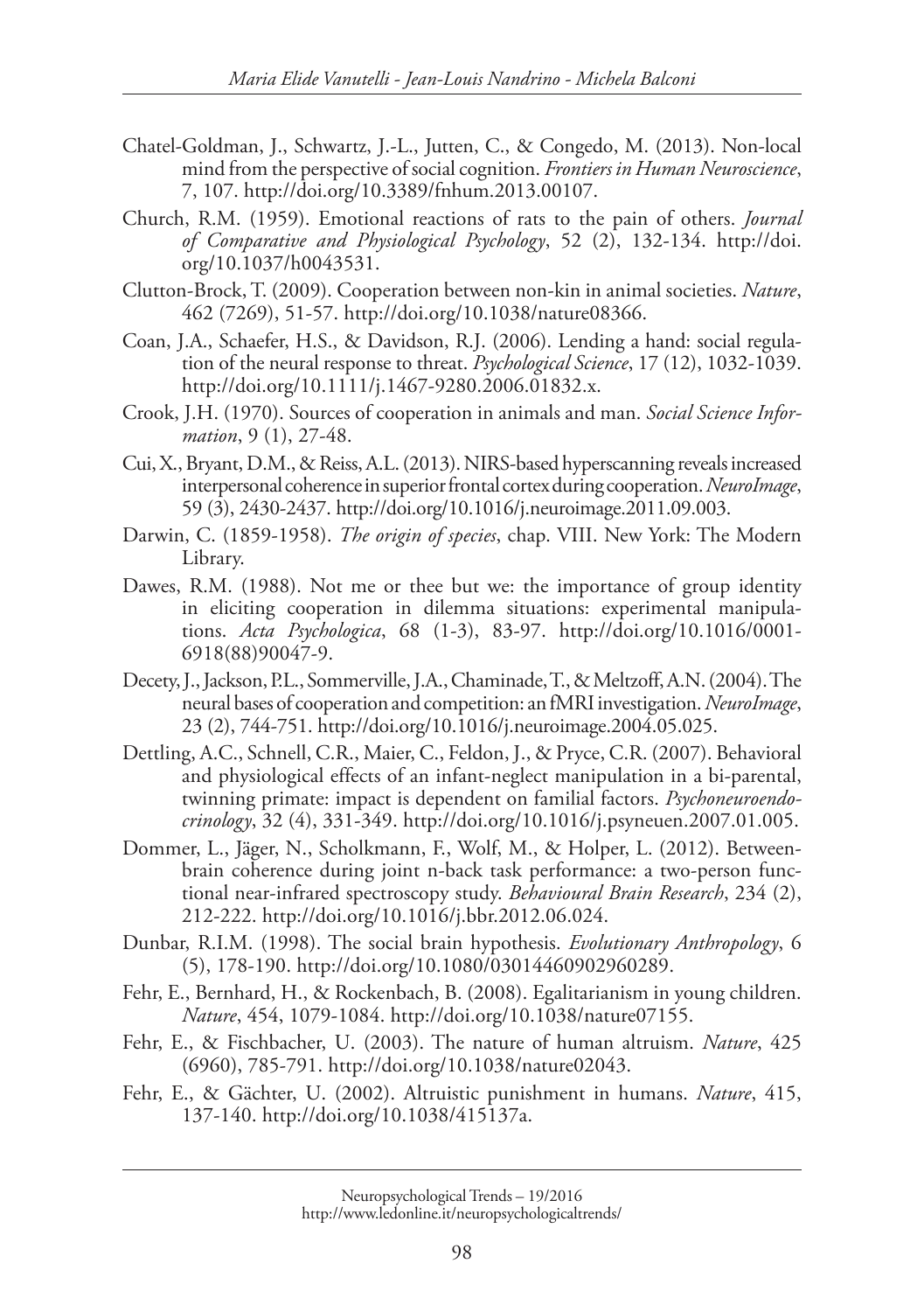Chatel-Goldman, J., Schwartz, J.-L., Jutten, C., & Congedo, M. (2013). Non-local mind from the perspective of social cognition. *Frontiers in Human Neuroscience*, 7, 107. http://doi.org/10.3389/fnhum.2013.00107.

Church, R.M. (1959). Emotional reactions of rats to the pain of others. *Journal of Comparative and Physiological Psychology*, 52 (2), 132-134. http://doi.org/10.1037/h0043531.

Clutton-Brock, T. (2009). Cooperation between non-kin in animal societies. *Nature*, 462 (7269), 51-57. http://doi.org/10.1038/nature08366.

Coan, J.A., Schaefer, H.S., & Davidson, R.J. (2006). Lending a hand: social regulation of the neural response to threat. *Psychological Science*, 17 (12), 1032-1039. http://doi.org/10.1111/j.1467-9280.2006.01832.x.

Crook, J.H. (1970). Sources of cooperation in animals and man. *Social Science Information*, 9 (1), 27-48.

Cui, X., Bryant, D.M., & Reiss, A.L. (2013). NIRS-based hyperscanning reveals increased interpersonal coherence in superior frontal cortex during cooperation. *NeuroImage*, 59 (3), 2430-2437. http://doi.org/10.1016/j.neuroimage.2011.09.003.

Darwin, C. (1859-1958). *The origin of species*, chap. VIII. New York: The Modern Library.

Dawes, R.M. (1988). Not me or thee but we: the importance of group identity in eliciting cooperation in dilemma situations: experimental manipulations. *Acta Psychologica*, 68 (1-3), 83-97. http://doi.org/10.1016/0001-6918(88)90047-9.

Decety, J., Jackson, P.L., Sommerville, J.A., Chaminade, T., & Meltzoff, A.N. (2004). The neural bases of cooperation and competition: an fMRI investigation. *NeuroImage*, 23 (2), 744-751. http://doi.org/10.1016/j.neuroimage.2004.05.025.

Dettling, A.C., Schnell, C.R., Maier, C., Feldon, J., & Pryce, C.R. (2007). Behavioral and physiological effects of an infant-neglect manipulation in a bi-parental, twinning primate: impact is dependent on familial factors. *Psychoneuroendocrinology*, 32 (4), 331-349. http://doi.org/10.1016/j.psyneuen.2007.01.005.

Dommer, L., Jäger, N., Scholkmann, F., Wolf, M., & Holper, L. (2012). Between-brain coherence during joint n-back task performance: a two-person functional near-infrared spectroscopy study. *Behavioural Brain Research*, 234 (2), 212-222. http://doi.org/10.1016/j.bbr.2012.06.024.

Dunbar, R.I.M. (1998). The social brain hypothesis. *Evolutionary Anthropology*, 6 (5), 178-190. http://doi.org/10.1080/03014460902960289.

Fehr, E., Bernhard, H., & Rockenbach, B. (2008). Egalitarianism in young children. *Nature*, 454, 1079-1084. http://doi.org/10.1038/nature07155.

Fehr, E., & Fischbacher, U. (2003). The nature of human altruism. *Nature*, 425 (6960), 785-791. http://doi.org/10.1038/nature02043.

Fehr, E., & Gächter, U. (2002). Altruistic punishment in humans. *Nature*, 415, 137-140. http://doi.org/10.1038/415137a.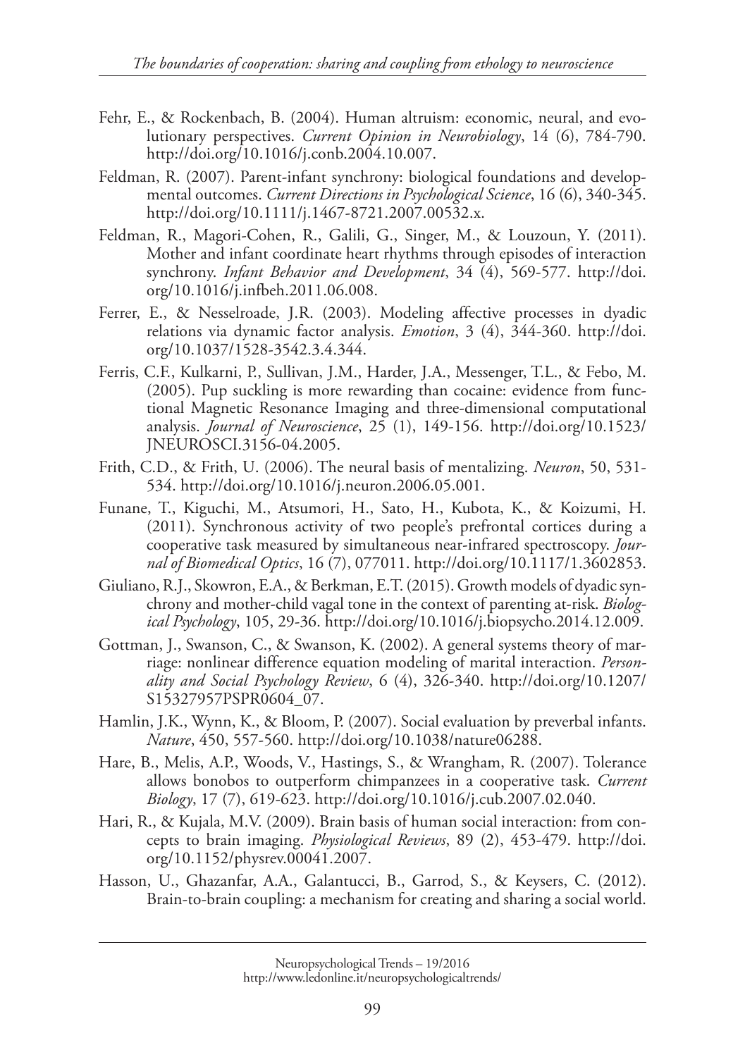Fehr, E., & Rockenbach, B. (2004). Human altruism: economic, neural, and evolutionary perspectives. *Current Opinion in Neurobiology*, 14 (6), 784-790. http://doi.org/10.1016/j.conb.2004.10.007.

Feldman, R. (2007). Parent-infant synchrony: biological foundations and developmental outcomes. *Current Directions in Psychological Science*, 16 (6), 340-345. http://doi.org/10.1111/j.1467-8721.2007.00532.x.

Feldman, R., Magori-Cohen, R., Galili, G., Singer, M., & Louzoun, Y. (2011). Mother and infant coordinate heart rhythms through episodes of interaction synchrony. *Infant Behavior and Development*, 34 (4), 569-577. http://doi.org/10.1016/j.infbeh.2011.06.008.

Ferrer, E., & Nesselroade, J.R. (2003). Modeling affective processes in dyadic relations via dynamic factor analysis. *Emotion*, 3 (4), 344-360. http://doi.org/10.1037/1528-3542.3.4.344.

Ferris, C.F., Kulkarni, P., Sullivan, J.M., Harder, J.A., Messenger, T.L., & Febo, M. (2005). Pup suckling is more rewarding than cocaine: evidence from functional Magnetic Resonance Imaging and three-dimensional computational analysis. *Journal of Neuroscience*, 25 (1), 149-156. http://doi.org/10.1523/JNEUROSCI.3156-04.2005.

Frith, C.D., & Frith, U. (2006). The neural basis of mentalizing. *Neuron*, 50, 531-534. http://doi.org/10.1016/j.neuron.2006.05.001.

Funane, T., Kiguchi, M., Atsumori, H., Sato, H., Kubota, K., & Koizumi, H. (2011). Synchronous activity of two people's prefrontal cortices during a cooperative task measured by simultaneous near-infrared spectroscopy. *Journal of Biomedical Optics*, 16 (7), 077011. http://doi.org/10.1117/1.3602853.

Giuliano, R.J., Skowron, E.A., & Berkman, E.T. (2015). Growth models of dyadic synchrony and mother-child vagal tone in the context of parenting at-risk. *Biological Psychology*, 105, 29-36. http://doi.org/10.1016/j.biopsycho.2014.12.009.

Gottman, J., Swanson, C., & Swanson, K. (2002). A general systems theory of marriage: nonlinear difference equation modeling of marital interaction. *Personality and Social Psychology Review*, 6 (4), 326-340. http://doi.org/10.1207/S15327957PSPR0604_07.

Hamlin, J.K., Wynn, K., & Bloom, P. (2007). Social evaluation by preverbal infants. *Nature*, 450, 557-560. http://doi.org/10.1038/nature06288.

Hare, B., Melis, A.P., Woods, V., Hastings, S., & Wrangham, R. (2007). Tolerance allows bonobos to outperform chimpanzees in a cooperative task. *Current Biology*, 17 (7), 619-623. http://doi.org/10.1016/j.cub.2007.02.040.

Hari, R., & Kujala, M.V. (2009). Brain basis of human social interaction: from concepts to brain imaging. *Physiological Reviews*, 89 (2), 453-479. http://doi.org/10.1152/physrev.00041.2007.

Hasson, U., Ghazanfar, A.A., Galantucci, B., Garrod, S., & Keysers, C. (2012). Brain-to-brain coupling: a mechanism for creating and sharing a social world.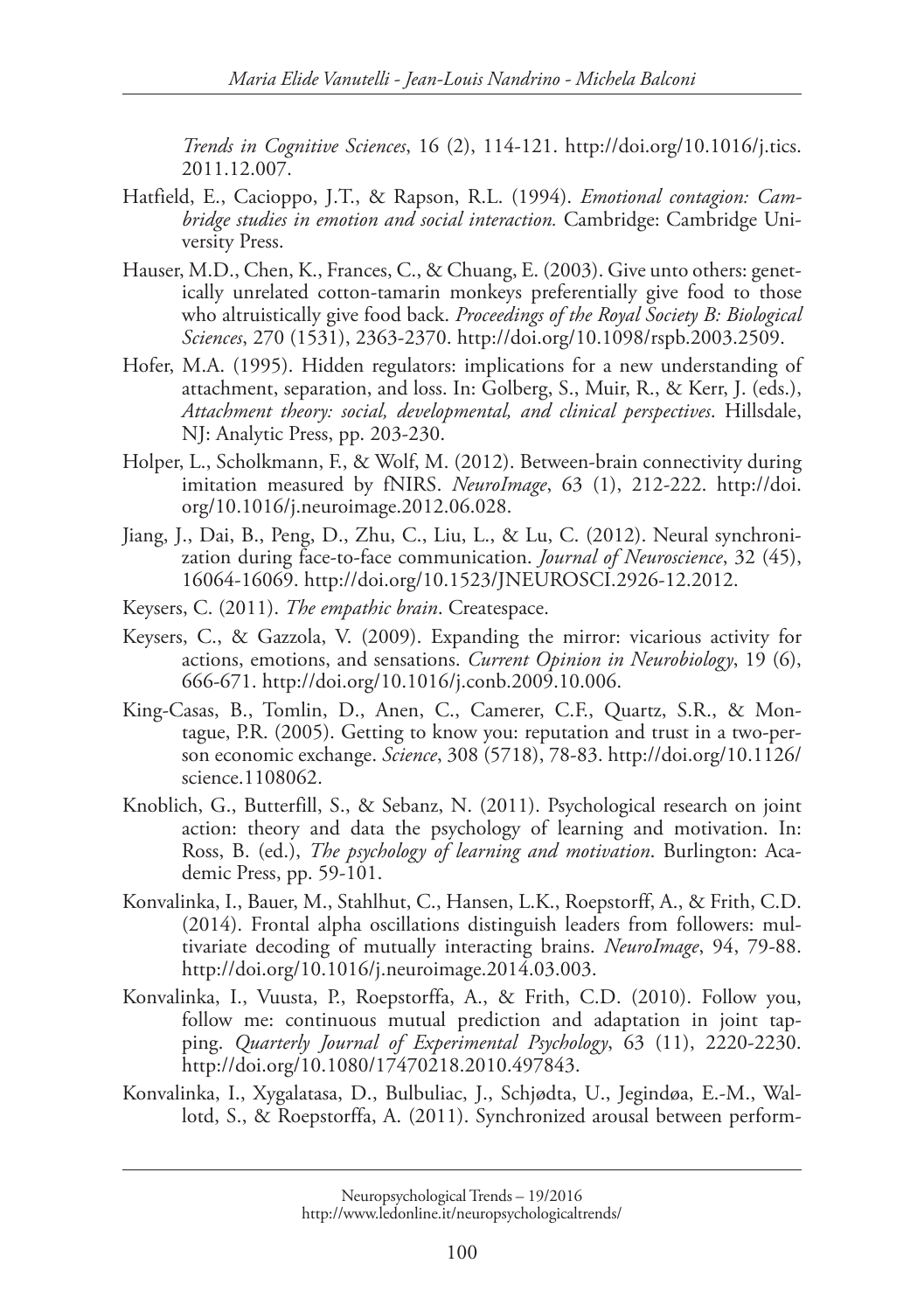*Trends in Cognitive Sciences*, 16 (2), 114-121. http://doi.org/10.1016/j.tics.2011.12.007.

Hatfield, E., Cacioppo, J.T., & Rapson, R.L. (1994). *Emotional contagion: Cambridge studies in emotion and social interaction.* Cambridge: Cambridge University Press.

Hauser, M.D., Chen, K., Frances, C., & Chuang, E. (2003). Give unto others: genetically unrelated cotton-tamarin monkeys preferentially give food to those who altruistically give food back. *Proceedings of the Royal Society B: Biological Sciences*, 270 (1531), 2363-2370. http://doi.org/10.1098/rspb.2003.2509.

Hofer, M.A. (1995). Hidden regulators: implications for a new understanding of attachment, separation, and loss. In: Golberg, S., Muir, R., & Kerr, J. (eds.), *Attachment theory: social, developmental, and clinical perspectives*. Hillsdale, NJ: Analytic Press, pp. 203-230.

Holper, L., Scholkmann, F., & Wolf, M. (2012). Between-brain connectivity during imitation measured by fNIRS. *NeuroImage*, 63 (1), 212-222. http://doi.org/10.1016/j.neuroimage.2012.06.028.

Jiang, J., Dai, B., Peng, D., Zhu, C., Liu, L., & Lu, C. (2012). Neural synchronization during face-to-face communication. *Journal of Neuroscience*, 32 (45), 16064-16069. http://doi.org/10.1523/JNEUROSCI.2926-12.2012.

Keysers, C. (2011). *The empathic brain*. Createspace.

Keysers, C., & Gazzola, V. (2009). Expanding the mirror: vicarious activity for actions, emotions, and sensations. *Current Opinion in Neurobiology*, 19 (6), 666-671. http://doi.org/10.1016/j.conb.2009.10.006.

King-Casas, B., Tomlin, D., Anen, C., Camerer, C.F., Quartz, S.R., & Montague, P.R. (2005). Getting to know you: reputation and trust in a two-person economic exchange. *Science*, 308 (5718), 78-83. http://doi.org/10.1126/science.1108062.

Knoblich, G., Butterfill, S., & Sebanz, N. (2011). Psychological research on joint action: theory and data the psychology of learning and motivation. In: Ross, B. (ed.), *The psychology of learning and motivation*. Burlington: Academic Press, pp. 59-101.

Konvalinka, I., Bauer, M., Stahlhut, C., Hansen, L.K., Roepstorff, A., & Frith, C.D. (2014). Frontal alpha oscillations distinguish leaders from followers: multivariate decoding of mutually interacting brains. *NeuroImage*, 94, 79-88. http://doi.org/10.1016/j.neuroimage.2014.03.003.

Konvalinka, I., Vuusta, P., Roepstorffa, A., & Frith, C.D. (2010). Follow you, follow me: continuous mutual prediction and adaptation in joint tapping. *Quarterly Journal of Experimental Psychology*, 63 (11), 2220-2230. http://doi.org/10.1080/17470218.2010.497843.

Konvalinka, I., Xygalatasa, D., Bulbuliac, J., Schjødta, U., Jegindøa, E.-M., Wallotd, S., & Roepstorffa, A. (2011). Synchronized arousal between perform-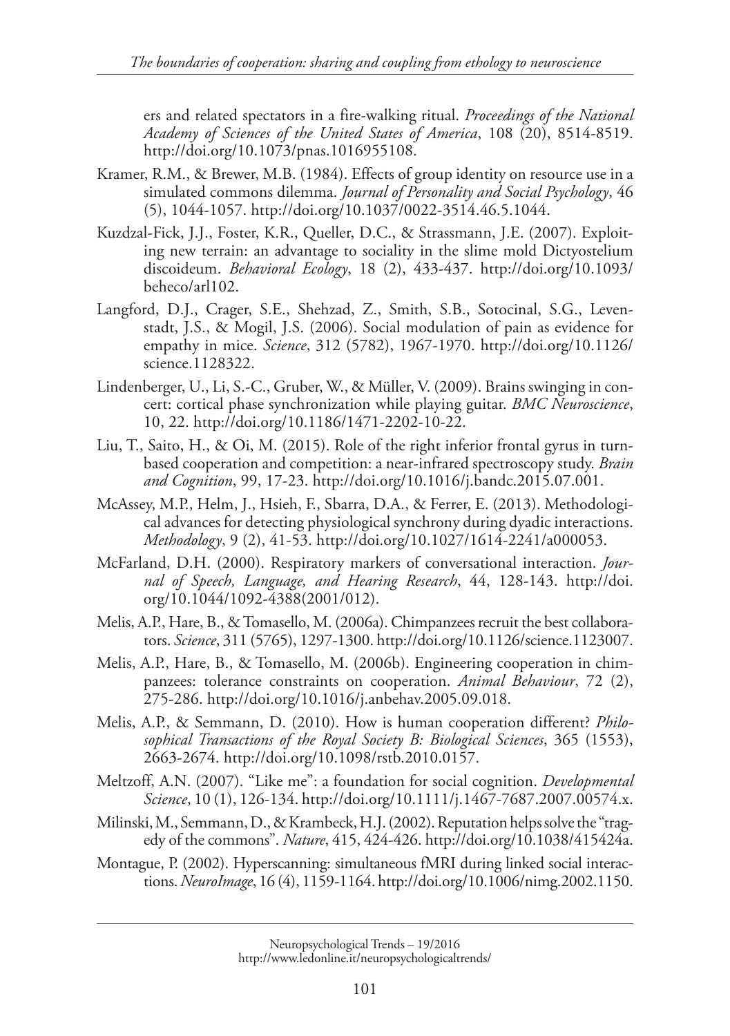ers and related spectators in a fire-walking ritual. *Proceedings of the National Academy of Sciences of the United States of America*, 108 (20), 8514-8519. http://doi.org/10.1073/pnas.1016955108.

Kramer, R.M., & Brewer, M.B. (1984). Effects of group identity on resource use in a simulated commons dilemma. *Journal of Personality and Social Psychology*, 46 (5), 1044-1057. http://doi.org/10.1037/0022-3514.46.5.1044.

Kuzdzal-Fick, J.J., Foster, K.R., Queller, D.C., & Strassmann, J.E. (2007). Exploiting new terrain: an advantage to sociality in the slime mold Dictyostelium discoideum. *Behavioral Ecology*, 18 (2), 433-437. http://doi.org/10.1093/beheco/arl102.

Langford, D.J., Crager, S.E., Shehzad, Z., Smith, S.B., Sotocinal, S.G., Levenstadt, J.S., & Mogil, J.S. (2006). Social modulation of pain as evidence for empathy in mice. *Science*, 312 (5782), 1967-1970. http://doi.org/10.1126/science.1128322.

Lindenberger, U., Li, S.-C., Gruber, W., & Müller, V. (2009). Brains swinging in concert: cortical phase synchronization while playing guitar. *BMC Neuroscience*, 10, 22. http://doi.org/10.1186/1471-2202-10-22.

Liu, T., Saito, H., & Oi, M. (2015). Role of the right inferior frontal gyrus in turn-based cooperation and competition: a near-infrared spectroscopy study. *Brain and Cognition*, 99, 17-23. http://doi.org/10.1016/j.bandc.2015.07.001.

McAssey, M.P., Helm, J., Hsieh, F., Sbarra, D.A., & Ferrer, E. (2013). Methodological advances for detecting physiological synchrony during dyadic interactions. *Methodology*, 9 (2), 41-53. http://doi.org/10.1027/1614-2241/a000053.

McFarland, D.H. (2000). Respiratory markers of conversational interaction. *Journal of Speech, Language, and Hearing Research*, 44, 128-143. http://doi.org/10.1044/1092-4388(2001/012).

Melis, A.P., Hare, B., & Tomasello, M. (2006a). Chimpanzees recruit the best collaborators. *Science*, 311 (5765), 1297-1300. http://doi.org/10.1126/science.1123007.

Melis, A.P., Hare, B., & Tomasello, M. (2006b). Engineering cooperation in chimpanzees: tolerance constraints on cooperation. *Animal Behaviour*, 72 (2), 275-286. http://doi.org/10.1016/j.anbehav.2005.09.018.

Melis, A.P., & Semmann, D. (2010). How is human cooperation different? *Philosophical Transactions of the Royal Society B: Biological Sciences*, 365 (1553), 2663-2674. http://doi.org/10.1098/rstb.2010.0157.

Meltzoff, A.N. (2007). "Like me": a foundation for social cognition. *Developmental Science*, 10 (1), 126-134. http://doi.org/10.1111/j.1467-7687.2007.00574.x.

Milinski, M., Semmann, D., & Krambeck, H.J. (2002). Reputation helps solve the "tragedy of the commons". *Nature*, 415, 424-426. http://doi.org/10.1038/415424a.

Montague, P. (2002). Hyperscanning: simultaneous fMRI during linked social interactions. *NeuroImage*, 16 (4), 1159-1164. http://doi.org/10.1006/nimg.2002.1150.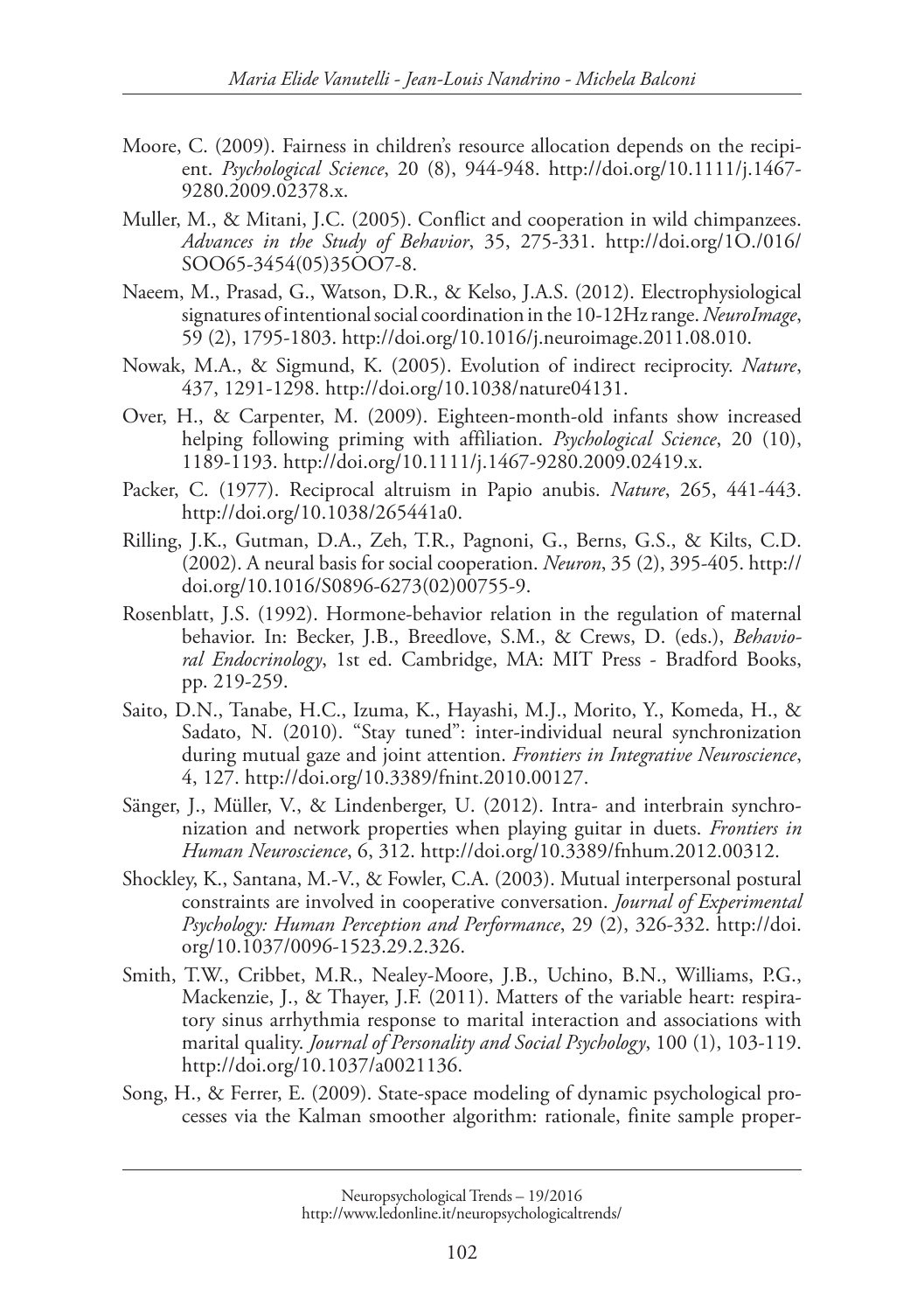Moore, C. (2009). Fairness in children's resource allocation depends on the recipient. *Psychological Science*, 20 (8), 944-948. http://doi.org/10.1111/j.1467-9280.2009.02378.x.

Muller, M., & Mitani, J.C. (2005). Conflict and cooperation in wild chimpanzees. *Advances in the Study of Behavior*, 35, 275-331. http://doi.org/1O./016/SOO65-3454(05)35OO7-8.

Naeem, M., Prasad, G., Watson, D.R., & Kelso, J.A.S. (2012). Electrophysiological signatures of intentional social coordination in the 10-12Hz range. *NeuroImage*, 59 (2), 1795-1803. http://doi.org/10.1016/j.neuroimage.2011.08.010.

Nowak, M.A., & Sigmund, K. (2005). Evolution of indirect reciprocity. *Nature*, 437, 1291-1298. http://doi.org/10.1038/nature04131.

Over, H., & Carpenter, M. (2009). Eighteen-month-old infants show increased helping following priming with affiliation. *Psychological Science*, 20 (10), 1189-1193. http://doi.org/10.1111/j.1467-9280.2009.02419.x.

Packer, C. (1977). Reciprocal altruism in Papio anubis. *Nature*, 265, 441-443. http://doi.org/10.1038/265441a0.

Rilling, J.K., Gutman, D.A., Zeh, T.R., Pagnoni, G., Berns, G.S., & Kilts, C.D. (2002). A neural basis for social cooperation. *Neuron*, 35 (2), 395-405. http://doi.org/10.1016/S0896-6273(02)00755-9.

Rosenblatt, J.S. (1992). Hormone-behavior relation in the regulation of maternal behavior. In: Becker, J.B., Breedlove, S.M., & Crews, D. (eds.), *Behavioral Endocrinology*, 1st ed. Cambridge, MA: MIT Press - Bradford Books, pp. 219-259.

Saito, D.N., Tanabe, H.C., Izuma, K., Hayashi, M.J., Morito, Y., Komeda, H., & Sadato, N. (2010). "Stay tuned": inter-individual neural synchronization during mutual gaze and joint attention. *Frontiers in Integrative Neuroscience*, 4, 127. http://doi.org/10.3389/fnint.2010.00127.

Sänger, J., Müller, V., & Lindenberger, U. (2012). Intra- and interbrain synchronization and network properties when playing guitar in duets. *Frontiers in Human Neuroscience*, 6, 312. http://doi.org/10.3389/fnhum.2012.00312.

Shockley, K., Santana, M.-V., & Fowler, C.A. (2003). Mutual interpersonal postural constraints are involved in cooperative conversation. *Journal of Experimental Psychology: Human Perception and Performance*, 29 (2), 326-332. http://doi.org/10.1037/0096-1523.29.2.326.

Smith, T.W., Cribbet, M.R., Nealey-Moore, J.B., Uchino, B.N., Williams, P.G., Mackenzie, J., & Thayer, J.F. (2011). Matters of the variable heart: respiratory sinus arrhythmia response to marital interaction and associations with marital quality. *Journal of Personality and Social Psychology*, 100 (1), 103-119. http://doi.org/10.1037/a0021136.

Song, H., & Ferrer, E. (2009). State-space modeling of dynamic psychological processes via the Kalman smoother algorithm: rationale, finite sample proper-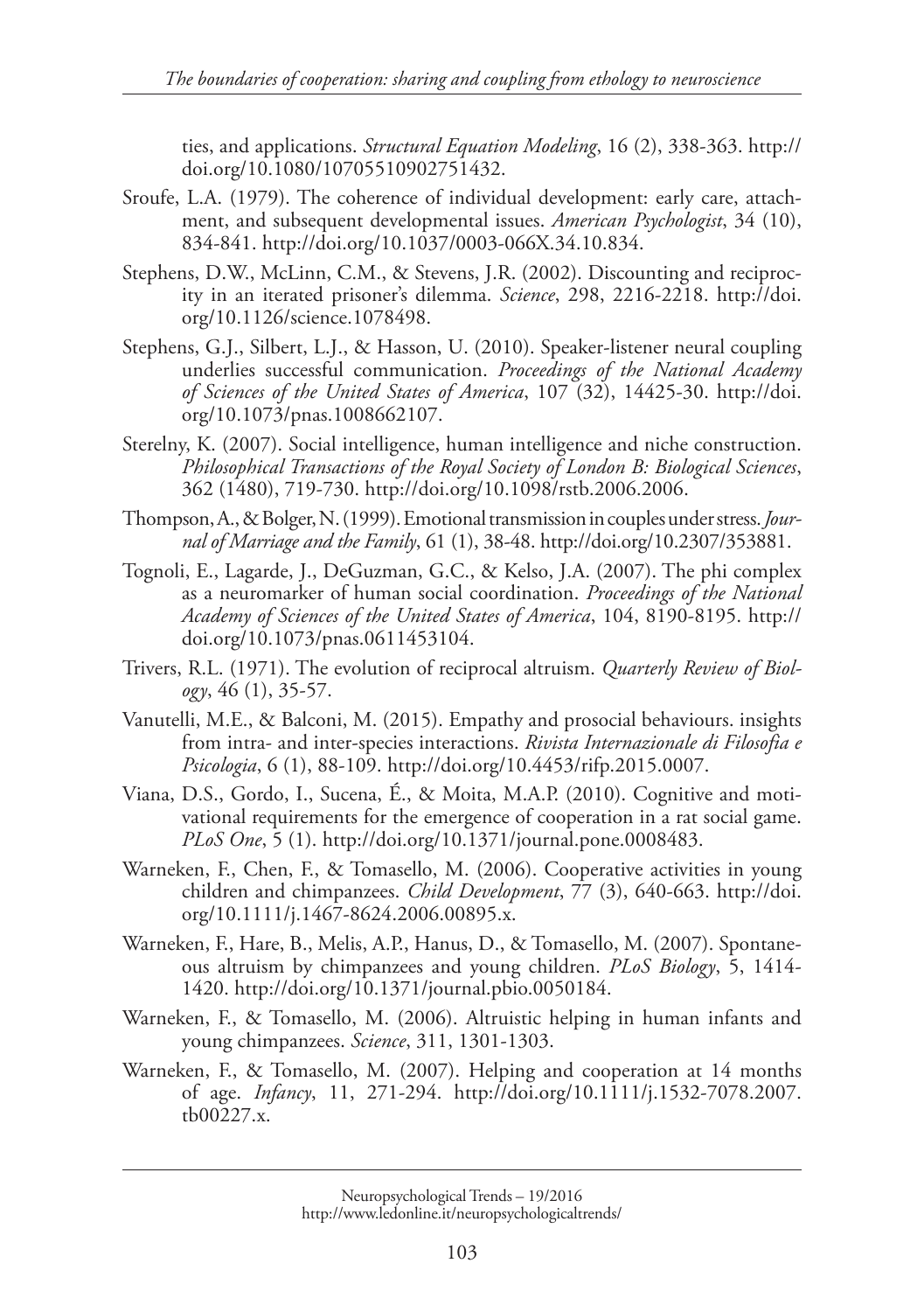ties, and applications. *Structural Equation Modeling*, 16 (2), 338-363. http://doi.org/10.1080/10705510902751432.

Sroufe, L.A. (1979). The coherence of individual development: early care, attachment, and subsequent developmental issues. *American Psychologist*, 34 (10), 834-841. http://doi.org/10.1037/0003-066X.34.10.834.

Stephens, D.W., McLinn, C.M., & Stevens, J.R. (2002). Discounting and reciprocity in an iterated prisoner's dilemma. *Science*, 298, 2216-2218. http://doi.org/10.1126/science.1078498.

Stephens, G.J., Silbert, L.J., & Hasson, U. (2010). Speaker-listener neural coupling underlies successful communication. *Proceedings of the National Academy of Sciences of the United States of America*, 107 (32), 14425-30. http://doi.org/10.1073/pnas.1008662107.

Sterelny, K. (2007). Social intelligence, human intelligence and niche construction. *Philosophical Transactions of the Royal Society of London B: Biological Sciences*, 362 (1480), 719-730. http://doi.org/10.1098/rstb.2006.2006.

Thompson, A., & Bolger, N. (1999). Emotional transmission in couples under stress. *Journal of Marriage and the Family*, 61 (1), 38-48. http://doi.org/10.2307/353881.

Tognoli, E., Lagarde, J., DeGuzman, G.C., & Kelso, J.A. (2007). The phi complex as a neuromarker of human social coordination. *Proceedings of the National Academy of Sciences of the United States of America*, 104, 8190-8195. http://doi.org/10.1073/pnas.0611453104.

Trivers, R.L. (1971). The evolution of reciprocal altruism. *Quarterly Review of Biology*, 46 (1), 35-57.

Vanutelli, M.E., & Balconi, M. (2015). Empathy and prosocial behaviours. insights from intra- and inter-species interactions. *Rivista Internazionale di Filosofia e Psicologia*, 6 (1), 88-109. http://doi.org/10.4453/rifp.2015.0007.

Viana, D.S., Gordo, I., Sucena, É., & Moita, M.A.P. (2010). Cognitive and motivational requirements for the emergence of cooperation in a rat social game. *PLoS One*, 5 (1). http://doi.org/10.1371/journal.pone.0008483.

Warneken, F., Chen, F., & Tomasello, M. (2006). Cooperative activities in young children and chimpanzees. *Child Development*, 77 (3), 640-663. http://doi.org/10.1111/j.1467-8624.2006.00895.x.

Warneken, F., Hare, B., Melis, A.P., Hanus, D., & Tomasello, M. (2007). Spontaneous altruism by chimpanzees and young children. *PLoS Biology*, 5, 1414-1420. http://doi.org/10.1371/journal.pbio.0050184.

Warneken, F., & Tomasello, M. (2006). Altruistic helping in human infants and young chimpanzees. *Science*, 311, 1301-1303.

Warneken, F., & Tomasello, M. (2007). Helping and cooperation at 14 months of age. *Infancy*, 11, 271-294. http://doi.org/10.1111/j.1532-7078.2007.tb00227.x.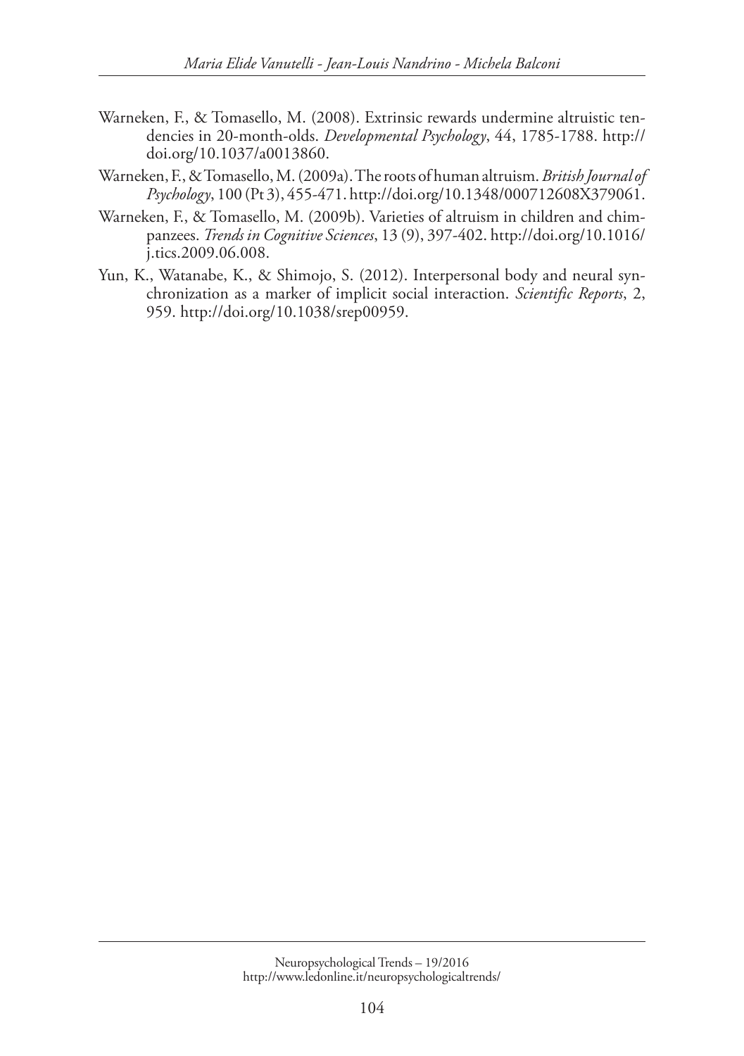Warneken, F., & Tomasello, M. (2008). Extrinsic rewards undermine altruistic tendencies in 20-month-olds. *Developmental Psychology*, 44, 1785-1788. http://doi.org/10.1037/a0013860.

Warneken, F., & Tomasello, M. (2009a). The roots of human altruism. *British Journal of Psychology*, 100 (Pt 3), 455-471. http://doi.org/10.1348/000712608X379061.

Warneken, F., & Tomasello, M. (2009b). Varieties of altruism in children and chimpanzees. *Trends in Cognitive Sciences*, 13 (9), 397-402. http://doi.org/10.1016/j.tics.2009.06.008.

Yun, K., Watanabe, K., & Shimojo, S. (2012). Interpersonal body and neural synchronization as a marker of implicit social interaction. *Scientific Reports*, 2, 959. http://doi.org/10.1038/srep00959.